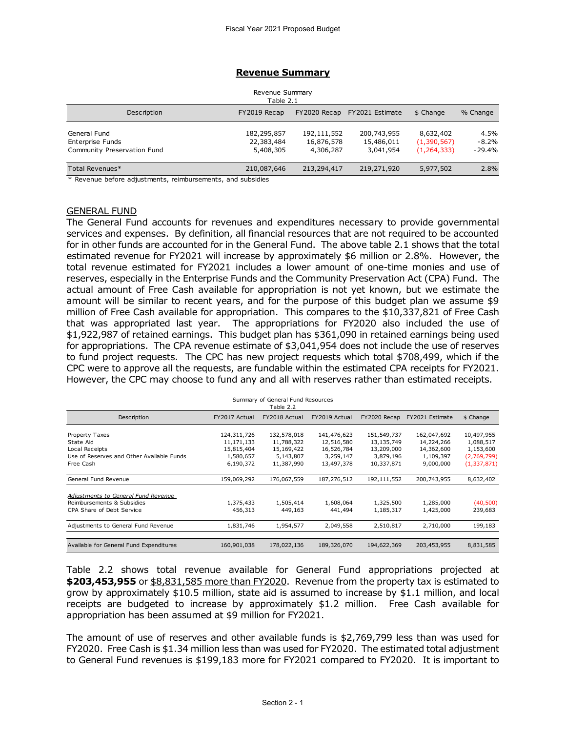# Revenue Summary

Revenue Summary
Table 2.1

| Description | FY2019 Recap | FY2020 Recap | FY2021 Estimate | $ Change | % Change |
|---|---|---|---|---|---|
| General Fund | 182,295,857 | 192,111,552 | 200,743,955 | 8,632,402 | 4.5% |
| Enterprise Funds | 22,383,484 | 16,876,578 | 15,486,011 | (1,390,567) | -8.2% |
| Community Preservation Fund | 5,408,305 | 4,306,287 | 3,041,954 | (1,264,333) | -29.4% |
| Total Revenues* | 210,087,646 | 213,294,417 | 219,271,920 | 5,977,502 | 2.8% |

\* Revenue before adjustments, reimbursements, and subsidies

## GENERAL FUND

The General Fund accounts for revenues and expenditures necessary to provide governmental services and expenses. By definition, all financial resources that are not required to be accounted for in other funds are accounted for in the General Fund. The above table 2.1 shows that the total estimated revenue for FY2021 will increase by approximately $6 million or 2.8%. However, the total revenue estimated for FY2021 includes a lower amount of one-time monies and use of reserves, especially in the Enterprise Funds and the Community Preservation Act (CPA) Fund. The actual amount of Free Cash available for appropriation is not yet known, but we estimate the amount will be similar to recent years, and for the purpose of this budget plan we assume $9 million of Free Cash available for appropriation. This compares to the $10,337,821 of Free Cash that was appropriated last year. The appropriations for FY2020 also included the use of $1,922,987 of retained earnings. This budget plan has $361,090 in retained earnings being used for appropriations. The CPA revenue estimate of $3,041,954 does not include the use of reserves to fund project requests. The CPC has new project requests which total $708,499, which if the CPC were to approve all the requests, are fundable within the estimated CPA receipts for FY2021. However, the CPC may choose to fund any and all with reserves rather than estimated receipts.

Summary of General Fund Resources
Table 2.2

| Description | FY2017 Actual | FY2018 Actual | FY2019 Actual | FY2020 Recap | FY2021 Estimate | $ Change |
|---|---|---|---|---|---|---|
| Property Taxes | 124,311,726 | 132,578,018 | 141,476,623 | 151,549,737 | 162,047,692 | 10,497,955 |
| State Aid | 11,171,133 | 11,788,322 | 12,516,580 | 13,135,749 | 14,224,266 | 1,088,517 |
| Local Receipts | 15,815,404 | 15,169,422 | 16,526,784 | 13,209,000 | 14,362,600 | 1,153,600 |
| Use of Reserves and Other Available Funds | 1,580,657 | 5,143,807 | 3,259,147 | 3,879,196 | 1,109,397 | (2,769,799) |
| Free Cash | 6,190,372 | 11,387,990 | 13,497,378 | 10,337,871 | 9,000,000 | (1,337,871) |
| General Fund Revenue | 159,069,292 | 176,067,559 | 187,276,512 | 192,111,552 | 200,743,955 | 8,632,402 |
| *Adjustments to General Fund Revenue* | | | | | | |
| Reimbursements & Subsidies | 1,375,433 | 1,505,414 | 1,608,064 | 1,325,500 | 1,285,000 | (40,500) |
| CPA Share of Debt Service | 456,313 | 449,163 | 441,494 | 1,185,317 | 1,425,000 | 239,683 |
| Adjustments to General Fund Revenue | 1,831,746 | 1,954,577 | 2,049,558 | 2,510,817 | 2,710,000 | 199,183 |
| Available for General Fund Expenditures | 160,901,038 | 178,022,136 | 189,326,070 | 194,622,369 | 203,453,955 | 8,831,585 |

Table 2.2 shows total revenue available for General Fund appropriations projected at **$203,453,955** or $8,831,585 more than FY2020. Revenue from the property tax is estimated to grow by approximately $10.5 million, state aid is assumed to increase by $1.1 million, and local receipts are budgeted to increase by approximately $1.2 million. Free Cash available for appropriation has been assumed at $9 million for FY2021.

The amount of use of reserves and other available funds is $2,769,799 less than was used for FY2020. Free Cash is $1.34 million less than was used for FY2020. The estimated total adjustment to General Fund revenues is $199,183 more for FY2021 compared to FY2020. It is important to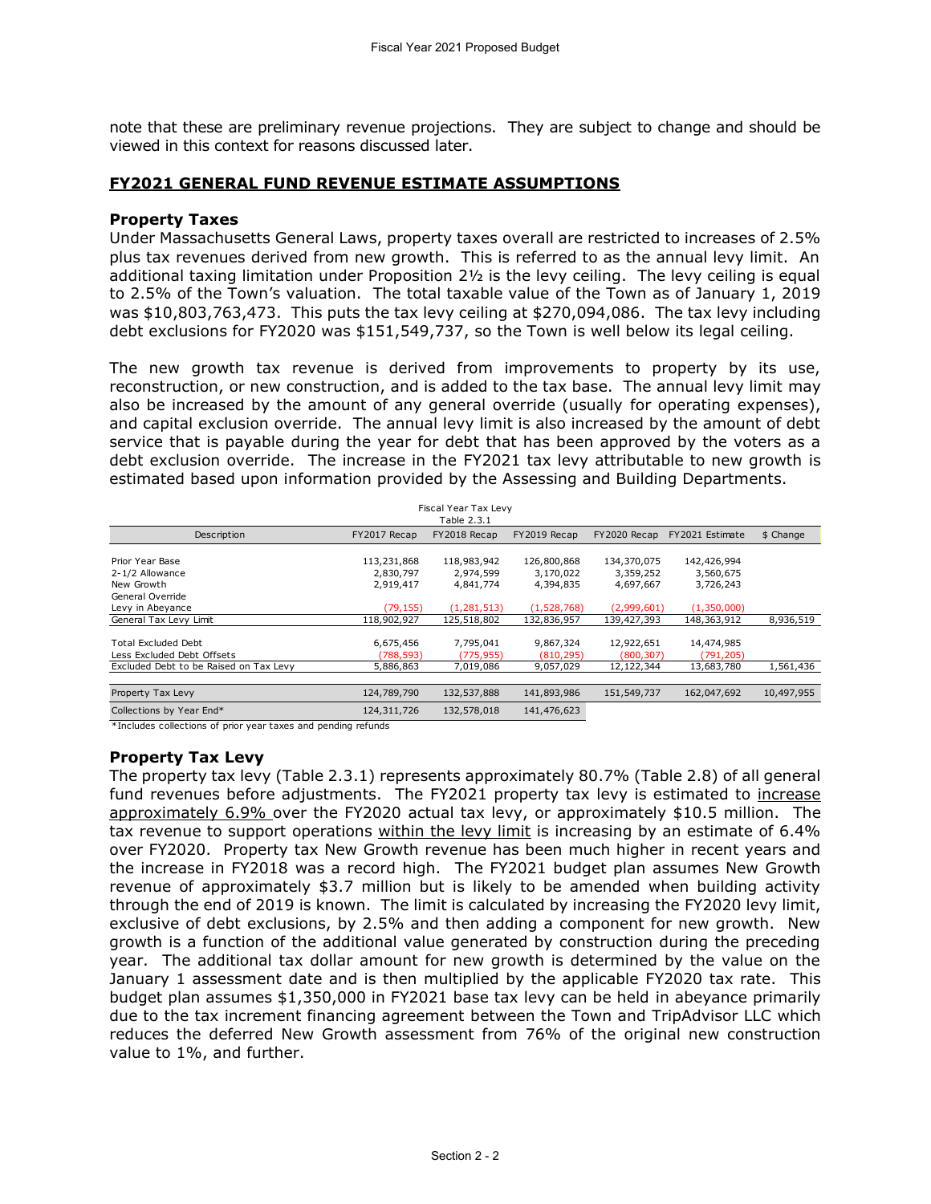note that these are preliminary revenue projections. They are subject to change and should be viewed in this context for reasons discussed later.

## FY2021 GENERAL FUND REVENUE ESTIMATE ASSUMPTIONS

### Property Taxes

Under Massachusetts General Laws, property taxes overall are restricted to increases of 2.5% plus tax revenues derived from new growth. This is referred to as the annual levy limit. An additional taxing limitation under Proposition 2½ is the levy ceiling. The levy ceiling is equal to 2.5% of the Town's valuation. The total taxable value of the Town as of January 1, 2019 was $10,803,763,473. This puts the tax levy ceiling at $270,094,086. The tax levy including debt exclusions for FY2020 was $151,549,737, so the Town is well below its legal ceiling.

The new growth tax revenue is derived from improvements to property by its use, reconstruction, or new construction, and is added to the tax base. The annual levy limit may also be increased by the amount of any general override (usually for operating expenses), and capital exclusion override. The annual levy limit is also increased by the amount of debt service that is payable during the year for debt that has been approved by the voters as a debt exclusion override. The increase in the FY2021 tax levy attributable to new growth is estimated based upon information provided by the Assessing and Building Departments.

Fiscal Year Tax Levy
Table 2.3.1

| Description | FY2017 Recap | FY2018 Recap | FY2019 Recap | FY2020 Recap | FY2021 Estimate | $ Change |
|---|---|---|---|---|---|---|
| Prior Year Base | 113,231,868 | 118,983,942 | 126,800,868 | 134,370,075 | 142,426,994 | |
| 2-1/2 Allowance | 2,830,797 | 2,974,599 | 3,170,022 | 3,359,252 | 3,560,675 | |
| New Growth | 2,919,417 | 4,841,774 | 4,394,835 | 4,697,667 | 3,726,243 | |
| General Override | | | | | | |
| Levy in Abeyance | (79,155) | (1,281,513) | (1,528,768) | (2,999,601) | (1,350,000) | |
| General Tax Levy Limit | 118,902,927 | 125,518,802 | 132,836,957 | 139,427,393 | 148,363,912 | 8,936,519 |
| Total Excluded Debt | 6,675,456 | 7,795,041 | 9,867,324 | 12,922,651 | 14,474,985 | |
| Less Excluded Debt Offsets | (788,593) | (775,955) | (810,295) | (800,307) | (791,205) | |
| Excluded Debt to be Raised on Tax Levy | 5,886,863 | 7,019,086 | 9,057,029 | 12,122,344 | 13,683,780 | 1,561,436 |
| Property Tax Levy | 124,789,790 | 132,537,888 | 141,893,986 | 151,549,737 | 162,047,692 | 10,497,955 |
| Collections by Year End* | 124,311,726 | 132,578,018 | 141,476,623 | | | |

*Includes collections of prior year taxes and pending refunds

### Property Tax Levy

The property tax levy (Table 2.3.1) represents approximately 80.7% (Table 2.8) of all general fund revenues before adjustments. The FY2021 property tax levy is estimated to increase approximately 6.9% over the FY2020 actual tax levy, or approximately $10.5 million. The tax revenue to support operations within the levy limit is increasing by an estimate of 6.4% over FY2020. Property tax New Growth revenue has been much higher in recent years and the increase in FY2018 was a record high. The FY2021 budget plan assumes New Growth revenue of approximately $3.7 million but is likely to be amended when building activity through the end of 2019 is known. The limit is calculated by increasing the FY2020 levy limit, exclusive of debt exclusions, by 2.5% and then adding a component for new growth. New growth is a function of the additional value generated by construction during the preceding year. The additional tax dollar amount for new growth is determined by the value on the January 1 assessment date and is then multiplied by the applicable FY2020 tax rate. This budget plan assumes $1,350,000 in FY2021 base tax levy can be held in abeyance primarily due to the tax increment financing agreement between the Town and TripAdvisor LLC which reduces the deferred New Growth assessment from 76% of the original new construction value to 1%, and further.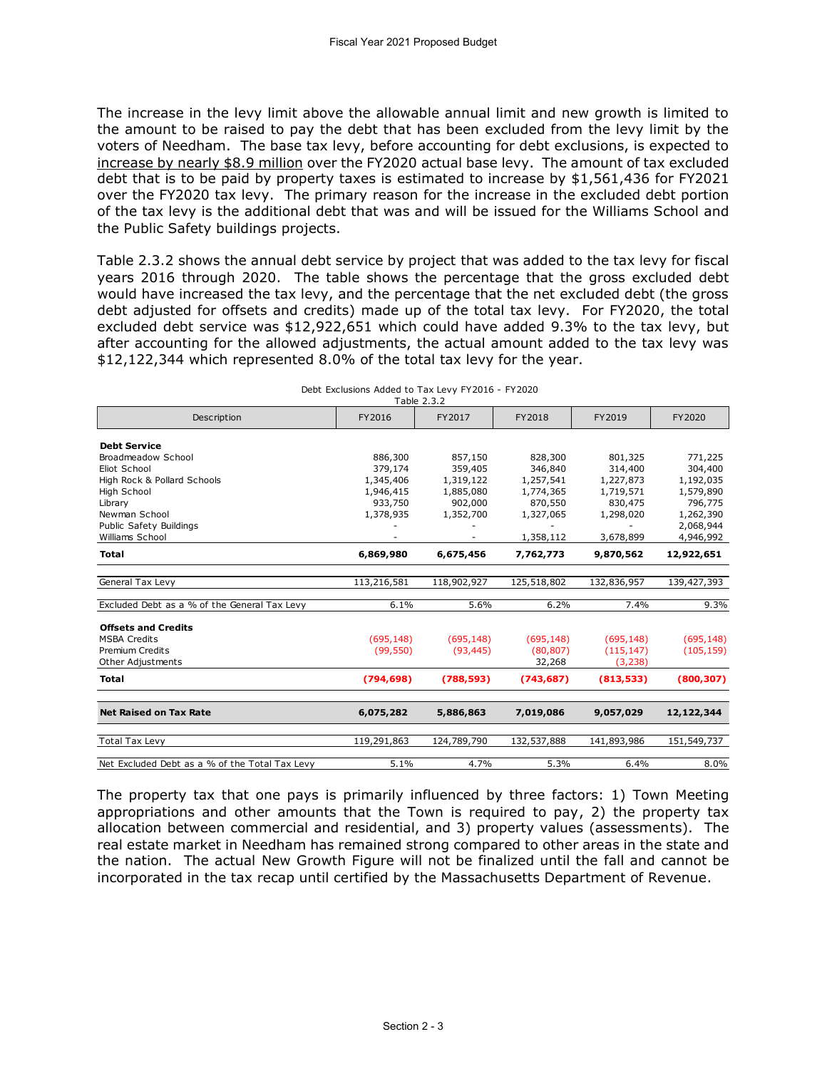The increase in the levy limit above the allowable annual limit and new growth is limited to the amount to be raised to pay the debt that has been excluded from the levy limit by the voters of Needham. The base tax levy, before accounting for debt exclusions, is expected to increase by nearly $8.9 million over the FY2020 actual base levy. The amount of tax excluded debt that is to be paid by property taxes is estimated to increase by $1,561,436 for FY2021 over the FY2020 tax levy. The primary reason for the increase in the excluded debt portion of the tax levy is the additional debt that was and will be issued for the Williams School and the Public Safety buildings projects.

Table 2.3.2 shows the annual debt service by project that was added to the tax levy for fiscal years 2016 through 2020. The table shows the percentage that the gross excluded debt would have increased the tax levy, and the percentage that the net excluded debt (the gross debt adjusted for offsets and credits) made up of the total tax levy. For FY2020, the total excluded debt service was $12,922,651 which could have added 9.3% to the tax levy, but after accounting for the allowed adjustments, the actual amount added to the tax levy was $12,122,344 which represented 8.0% of the total tax levy for the year.

Debt Exclusions Added to Tax Levy FY2016 - FY2020
Table 2.3.2

| Description | FY2016 | FY2017 | FY2018 | FY2019 | FY2020 |
|---|---|---|---|---|---|
| **Debt Service** | | | | | |
| Broadmeadow School | 886,300 | 857,150 | 828,300 | 801,325 | 771,225 |
| Eliot School | 379,174 | 359,405 | 346,840 | 314,400 | 304,400 |
| High Rock & Pollard Schools | 1,345,406 | 1,319,122 | 1,257,541 | 1,227,873 | 1,192,035 |
| High School | 1,946,415 | 1,885,080 | 1,774,365 | 1,719,571 | 1,579,890 |
| Library | 933,750 | 902,000 | 870,550 | 830,475 | 796,775 |
| Newman School | 1,378,935 | 1,352,700 | 1,327,065 | 1,298,020 | 1,262,390 |
| Public Safety Buildings | - | - | - | - | 2,068,944 |
| Williams School | - | - | 1,358,112 | 3,678,899 | 4,946,992 |
| **Total** | **6,869,980** | **6,675,456** | **7,762,773** | **9,870,562** | **12,922,651** |
| General Tax Levy | 113,216,581 | 118,902,927 | 125,518,802 | 132,836,957 | 139,427,393 |
| Excluded Debt as a % of the General Tax Levy | 6.1% | 5.6% | 6.2% | 7.4% | 9.3% |
| **Offsets and Credits** | | | | | |
| MSBA Credits | (695,148) | (695,148) | (695,148) | (695,148) | (695,148) |
| Premium Credits | (99,550) | (93,445) | (80,807) | (115,147) | (105,159) |
| Other Adjustments | | | 32,268 | (3,238) | |
| **Total** | **(794,698)** | **(788,593)** | **(743,687)** | **(813,533)** | **(800,307)** |
| **Net Raised on Tax Rate** | **6,075,282** | **5,886,863** | **7,019,086** | **9,057,029** | **12,122,344** |
| Total Tax Levy | 119,291,863 | 124,789,790 | 132,537,888 | 141,893,986 | 151,549,737 |
| Net Excluded Debt as a % of the Total Tax Levy | 5.1% | 4.7% | 5.3% | 6.4% | 8.0% |

The property tax that one pays is primarily influenced by three factors: 1) Town Meeting appropriations and other amounts that the Town is required to pay, 2) the property tax allocation between commercial and residential, and 3) property values (assessments). The real estate market in Needham has remained strong compared to other areas in the state and the nation. The actual New Growth Figure will not be finalized until the fall and cannot be incorporated in the tax recap until certified by the Massachusetts Department of Revenue.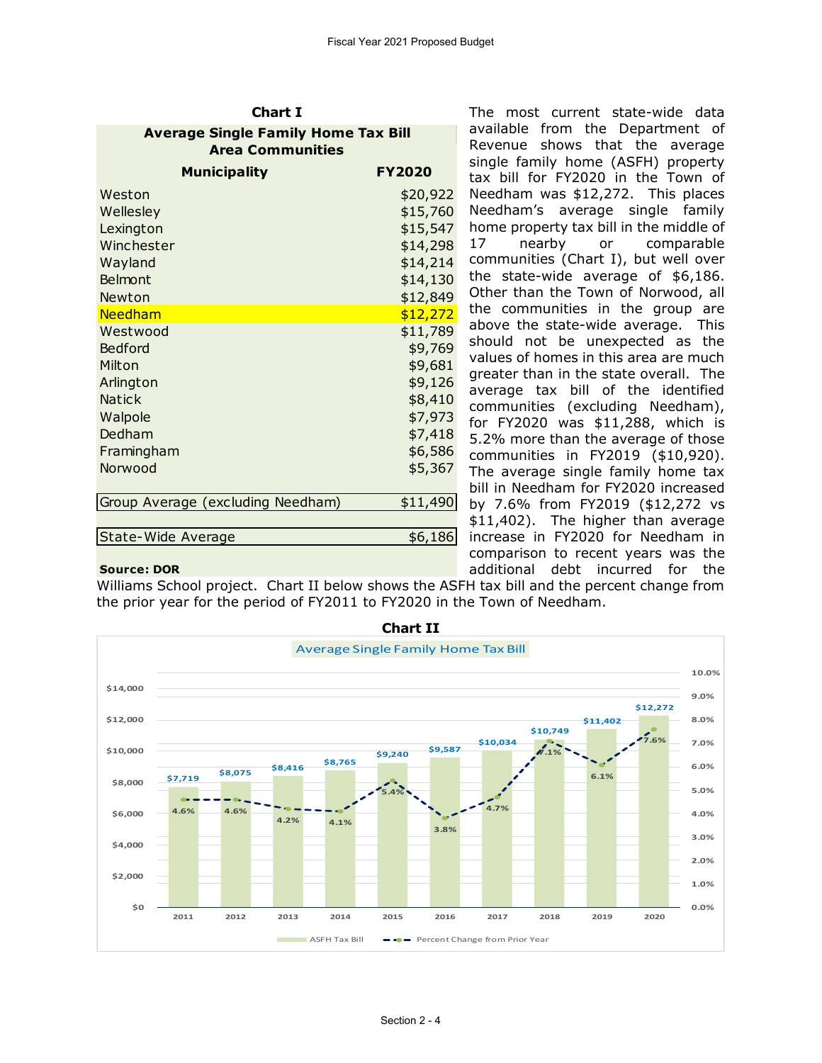**Chart I**

| Average Single Family Home Tax Bill Area Communities | |
|---|---|
| **Municipality** | **FY2020** |
| Weston | $20,922 |
| Wellesley | $15,760 |
| Lexington | $15,547 |
| Winchester | $14,298 |
| Wayland | $14,214 |
| Belmont | $14,130 |
| Newton | $12,849 |
| Needham | $12,272 |
| Westwood | $11,789 |
| Bedford | $9,769 |
| Milton | $9,681 |
| Arlington | $9,126 |
| Natick | $8,410 |
| Walpole | $7,973 |
| Dedham | $7,418 |
| Framingham | $6,586 |
| Norwood | $5,367 |
| Group Average (excluding Needham) | $11,490 |
| State-Wide Average | $6,186 |

**Source: DOR**

The most current state-wide data available from the Department of Revenue shows that the average single family home (ASFH) property tax bill for FY2020 in the Town of Needham was $12,272. This places Needham's average single family home property tax bill in the middle of 17 nearby or comparable communities (Chart I), but well over the state-wide average of $6,186. Other than the Town of Norwood, all the communities in the group are above the state-wide average. This should not be unexpected as the values of homes in this area are much greater than in the state overall. The average tax bill of the identified communities (excluding Needham), for FY2020 was $11,288, which is 5.2% more than the average of those communities in FY2019 ($10,920). The average single family home tax bill in Needham for FY2020 increased by 7.6% from FY2019 ($12,272 vs $11,402). The higher than average increase in FY2020 for Needham in comparison to recent years was the additional debt incurred for the Williams School project. Chart II below shows the ASFH tax bill and the percent change from the prior year for the period of FY2011 to FY2020 in the Town of Needham.

**Chart II**

Average Single Family Home Tax Bill

| Year | ASFH Tax Bill | Percent Change from Prior Year |
|---|---|---|
| 2011 | $7,719 | 4.6% |
| 2012 | $8,075 | 4.6% |
| 2013 | $8,416 | 4.2% |
| 2014 | $8,765 | 4.1% |
| 2015 | $9,240 | 5.4% |
| 2016 | $9,587 | 3.8% |
| 2017 | $10,034 | 4.7% |
| 2018 | $10,749 | 7.1% |
| 2019 | $11,402 | 6.1% |
| 2020 | $12,272 | 7.6% |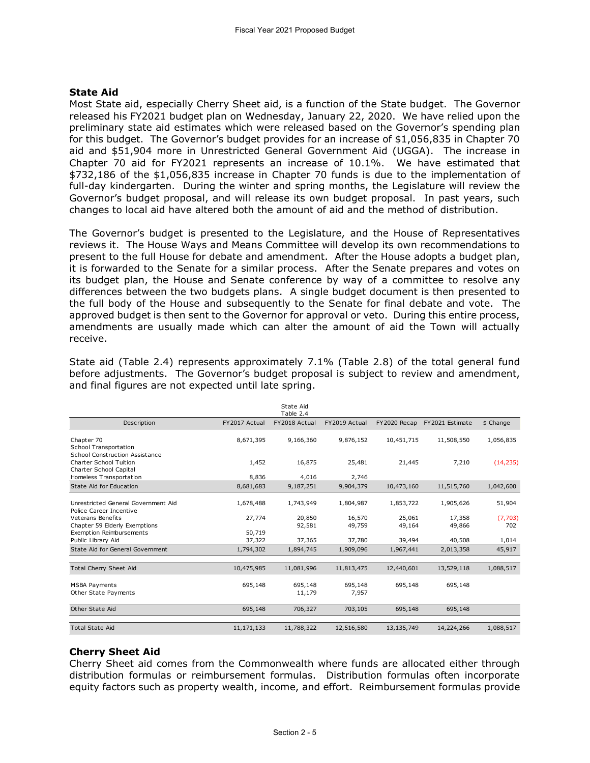## State Aid

Most State aid, especially Cherry Sheet aid, is a function of the State budget. The Governor released his FY2021 budget plan on Wednesday, January 22, 2020. We have relied upon the preliminary state aid estimates which were released based on the Governor's spending plan for this budget. The Governor's budget provides for an increase of $1,056,835 in Chapter 70 aid and $51,904 more in Unrestricted General Government Aid (UGGA). The increase in Chapter 70 aid for FY2021 represents an increase of 10.1%. We have estimated that $732,186 of the $1,056,835 increase in Chapter 70 funds is due to the implementation of full-day kindergarten. During the winter and spring months, the Legislature will review the Governor's budget proposal, and will release its own budget proposal. In past years, such changes to local aid have altered both the amount of aid and the method of distribution.

The Governor's budget is presented to the Legislature, and the House of Representatives reviews it. The House Ways and Means Committee will develop its own recommendations to present to the full House for debate and amendment. After the House adopts a budget plan, it is forwarded to the Senate for a similar process. After the Senate prepares and votes on its budget plan, the House and Senate conference by way of a committee to resolve any differences between the two budgets plans. A single budget document is then presented to the full body of the House and subsequently to the Senate for final debate and vote. The approved budget is then sent to the Governor for approval or veto. During this entire process, amendments are usually made which can alter the amount of aid the Town will actually receive.

State aid (Table 2.4) represents approximately 7.1% (Table 2.8) of the total general fund before adjustments. The Governor's budget proposal is subject to review and amendment, and final figures are not expected until late spring.

State Aid
Table 2.4

| Description | FY2017 Actual | FY2018 Actual | FY2019 Actual | FY2020 Recap | FY2021 Estimate | $ Change |
|---|---|---|---|---|---|---|
| Chapter 70 | 8,671,395 | 9,166,360 | 9,876,152 | 10,451,715 | 11,508,550 | 1,056,835 |
| School Transportation | | | | | | |
| School Construction Assistance | | | | | | |
| Charter School Tuition | 1,452 | 16,875 | 25,481 | 21,445 | 7,210 | (14,235) |
| Charter School Capital | | | | | | |
| Homeless Transportation | 8,836 | 4,016 | 2,746 | | | |
| State Aid for Education | 8,681,683 | 9,187,251 | 9,904,379 | 10,473,160 | 11,515,760 | 1,042,600 |
| Unrestricted General Government Aid | 1,678,488 | 1,743,949 | 1,804,987 | 1,853,722 | 1,905,626 | 51,904 |
| Police Career Incentive | | | | | | |
| Veterans Benefits | 27,774 | 20,850 | 16,570 | 25,061 | 17,358 | (7,703) |
| Chapter 59 Elderly Exemptions | | 92,581 | 49,759 | 49,164 | 49,866 | 702 |
| Exemption Reimbursements | 50,719 | | | | | |
| Public Library Aid | 37,322 | 37,365 | 37,780 | 39,494 | 40,508 | 1,014 |
| State Aid for General Government | 1,794,302 | 1,894,745 | 1,909,096 | 1,967,441 | 2,013,358 | 45,917 |
| Total Cherry Sheet Aid | 10,475,985 | 11,081,996 | 11,813,475 | 12,440,601 | 13,529,118 | 1,088,517 |
| MSBA Payments | 695,148 | 695,148 | 695,148 | 695,148 | 695,148 | |
| Other State Payments | | 11,179 | 7,957 | | | |
| Other State Aid | 695,148 | 706,327 | 703,105 | 695,148 | 695,148 | |
| Total State Aid | 11,171,133 | 11,788,322 | 12,516,580 | 13,135,749 | 14,224,266 | 1,088,517 |

## Cherry Sheet Aid

Cherry Sheet aid comes from the Commonwealth where funds are allocated either through distribution formulas or reimbursement formulas. Distribution formulas often incorporate equity factors such as property wealth, income, and effort. Reimbursement formulas provide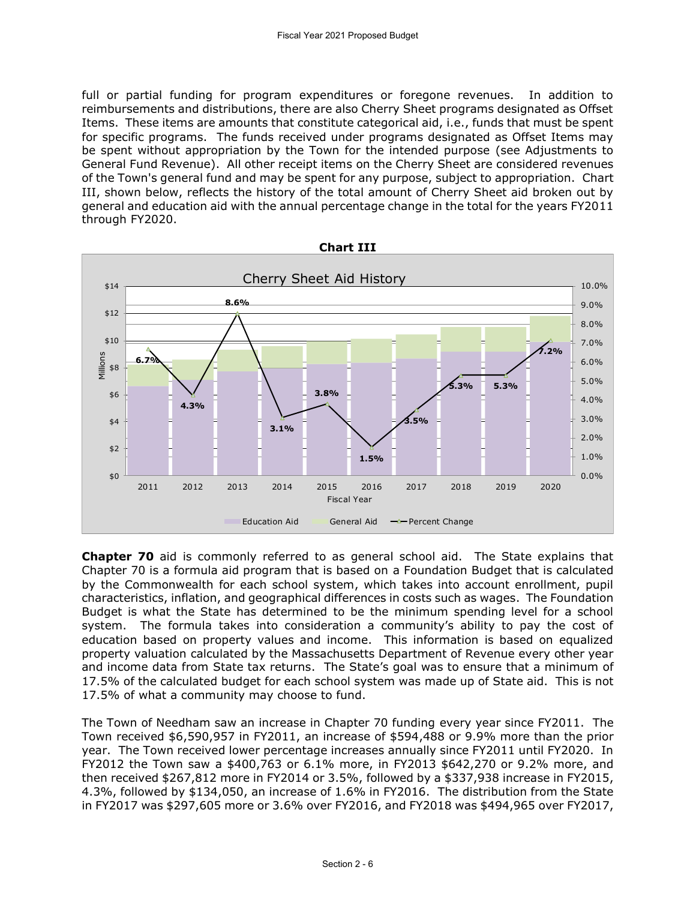full or partial funding for program expenditures or foregone revenues. In addition to reimbursements and distributions, there are also Cherry Sheet programs designated as Offset Items. These items are amounts that constitute categorical aid, i.e., funds that must be spent for specific programs. The funds received under programs designated as Offset Items may be spent without appropriation by the Town for the intended purpose (see Adjustments to General Fund Revenue). All other receipt items on the Cherry Sheet are considered revenues of the Town's general fund and may be spent for any purpose, subject to appropriation. Chart III, shown below, reflects the history of the total amount of Cherry Sheet aid broken out by general and education aid with the annual percentage change in the total for the years FY2011 through FY2020.

**Chart III**

Cherry Sheet Aid History

| Fiscal Year | Percent Change |
|---|---|
| 2011 | 6.7% |
| 2012 | 4.3% |
| 2013 | 8.6% |
| 2014 | 3.1% |
| 2015 | 3.8% |
| 2016 | 1.5% |
| 2017 | 3.5% |
| 2018 | 5.3% |
| 2019 | 5.3% |
| 2020 | 7.2% |

Education Aid | General Aid | Percent Change

**Chapter 70** aid is commonly referred to as general school aid. The State explains that Chapter 70 is a formula aid program that is based on a Foundation Budget that is calculated by the Commonwealth for each school system, which takes into account enrollment, pupil characteristics, inflation, and geographical differences in costs such as wages. The Foundation Budget is what the State has determined to be the minimum spending level for a school system. The formula takes into consideration a community's ability to pay the cost of education based on property values and income. This information is based on equalized property valuation calculated by the Massachusetts Department of Revenue every other year and income data from State tax returns. The State's goal was to ensure that a minimum of 17.5% of the calculated budget for each school system was made up of State aid. This is not 17.5% of what a community may choose to fund.

The Town of Needham saw an increase in Chapter 70 funding every year since FY2011. The Town received $6,590,957 in FY2011, an increase of $594,488 or 9.9% more than the prior year. The Town received lower percentage increases annually since FY2011 until FY2020. In FY2012 the Town saw a $400,763 or 6.1% more, in FY2013 $642,270 or 9.2% more, and then received $267,812 more in FY2014 or 3.5%, followed by a $337,938 increase in FY2015, 4.3%, followed by $134,050, an increase of 1.6% in FY2016. The distribution from the State in FY2017 was $297,605 more or 3.6% over FY2016, and FY2018 was $494,965 over FY2017,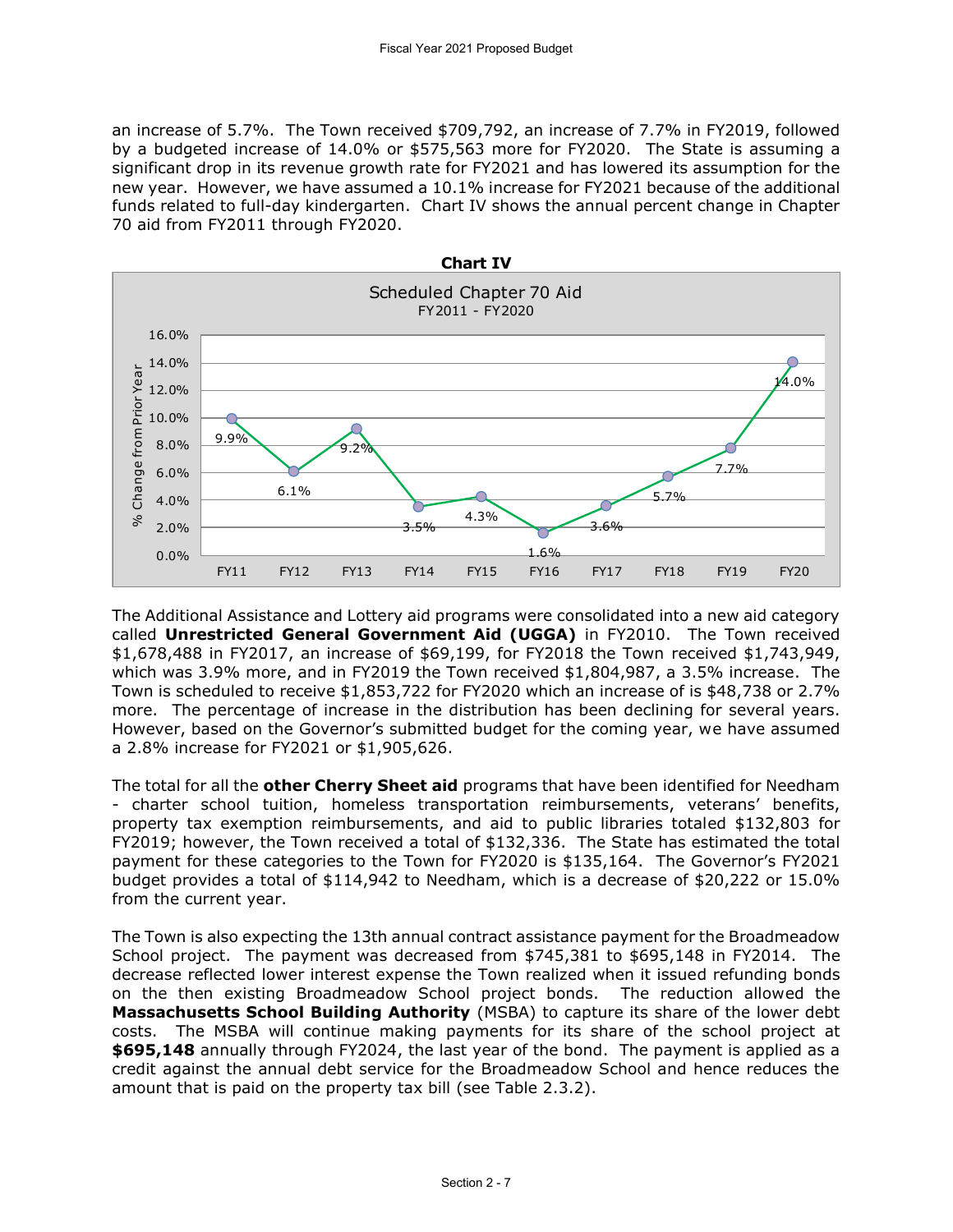an increase of 5.7%. The Town received $709,792, an increase of 7.7% in FY2019, followed by a budgeted increase of 14.0% or $575,563 more for FY2020. The State is assuming a significant drop in its revenue growth rate for FY2021 and has lowered its assumption for the new year. However, we have assumed a 10.1% increase for FY2021 because of the additional funds related to full-day kindergarten. Chart IV shows the annual percent change in Chapter 70 aid from FY2011 through FY2020.

**Chart IV**

Scheduled Chapter 70 Aid
FY2011 - FY2020

| Fiscal Year | % Change from Prior Year |
|---|---|
| FY11 | 9.9% |
| FY12 | 6.1% |
| FY13 | 9.2% |
| FY14 | 3.5% |
| FY15 | 4.3% |
| FY16 | 1.6% |
| FY17 | 3.6% |
| FY18 | 5.7% |
| FY19 | 7.7% |
| FY20 | 14.0% |

The Additional Assistance and Lottery aid programs were consolidated into a new aid category called **Unrestricted General Government Aid (UGGA)** in FY2010. The Town received $1,678,488 in FY2017, an increase of $69,199, for FY2018 the Town received $1,743,949, which was 3.9% more, and in FY2019 the Town received $1,804,987, a 3.5% increase. The Town is scheduled to receive $1,853,722 for FY2020 which an increase of is $48,738 or 2.7% more. The percentage of increase in the distribution has been declining for several years. However, based on the Governor's submitted budget for the coming year, we have assumed a 2.8% increase for FY2021 or $1,905,626.

The total for all the **other Cherry Sheet aid** programs that have been identified for Needham - charter school tuition, homeless transportation reimbursements, veterans' benefits, property tax exemption reimbursements, and aid to public libraries totaled $132,803 for FY2019; however, the Town received a total of $132,336. The State has estimated the total payment for these categories to the Town for FY2020 is $135,164. The Governor's FY2021 budget provides a total of $114,942 to Needham, which is a decrease of $20,222 or 15.0% from the current year.

The Town is also expecting the 13th annual contract assistance payment for the Broadmeadow School project. The payment was decreased from $745,381 to $695,148 in FY2014. The decrease reflected lower interest expense the Town realized when it issued refunding bonds on the then existing Broadmeadow School project bonds. The reduction allowed the **Massachusetts School Building Authority** (MSBA) to capture its share of the lower debt costs. The MSBA will continue making payments for its share of the school project at **$695,148** annually through FY2024, the last year of the bond. The payment is applied as a credit against the annual debt service for the Broadmeadow School and hence reduces the amount that is paid on the property tax bill (see Table 2.3.2).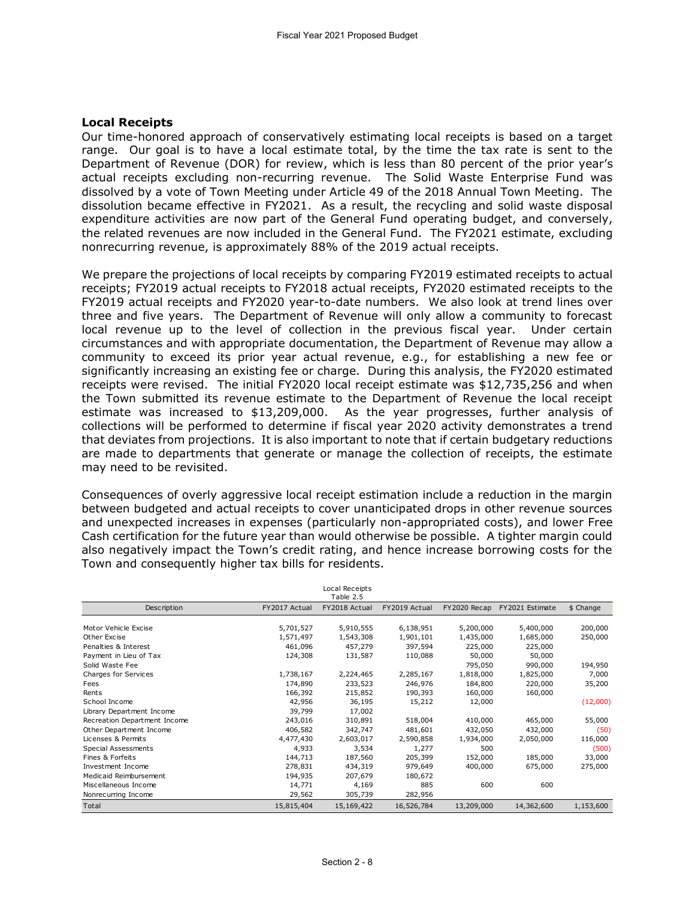## Local Receipts

Our time-honored approach of conservatively estimating local receipts is based on a target range. Our goal is to have a local estimate total, by the time the tax rate is sent to the Department of Revenue (DOR) for review, which is less than 80 percent of the prior year's actual receipts excluding non-recurring revenue. The Solid Waste Enterprise Fund was dissolved by a vote of Town Meeting under Article 49 of the 2018 Annual Town Meeting. The dissolution became effective in FY2021. As a result, the recycling and solid waste disposal expenditure activities are now part of the General Fund operating budget, and conversely, the related revenues are now included in the General Fund. The FY2021 estimate, excluding nonrecurring revenue, is approximately 88% of the 2019 actual receipts.

We prepare the projections of local receipts by comparing FY2019 estimated receipts to actual receipts; FY2019 actual receipts to FY2018 actual receipts, FY2020 estimated receipts to the FY2019 actual receipts and FY2020 year-to-date numbers. We also look at trend lines over three and five years. The Department of Revenue will only allow a community to forecast local revenue up to the level of collection in the previous fiscal year. Under certain circumstances and with appropriate documentation, the Department of Revenue may allow a community to exceed its prior year actual revenue, e.g., for establishing a new fee or significantly increasing an existing fee or charge. During this analysis, the FY2020 estimated receipts were revised. The initial FY2020 local receipt estimate was $12,735,256 and when the Town submitted its revenue estimate to the Department of Revenue the local receipt estimate was increased to $13,209,000. As the year progresses, further analysis of collections will be performed to determine if fiscal year 2020 activity demonstrates a trend that deviates from projections. It is also important to note that if certain budgetary reductions are made to departments that generate or manage the collection of receipts, the estimate may need to be revisited.

Consequences of overly aggressive local receipt estimation include a reduction in the margin between budgeted and actual receipts to cover unanticipated drops in other revenue sources and unexpected increases in expenses (particularly non-appropriated costs), and lower Free Cash certification for the future year than would otherwise be possible. A tighter margin could also negatively impact the Town's credit rating, and hence increase borrowing costs for the Town and consequently higher tax bills for residents.

Local Receipts
Table 2.5

| Description | FY2017 Actual | FY2018 Actual | FY2019 Actual | FY2020 Recap | FY2021 Estimate | $ Change |
|---|---|---|---|---|---|---|
| Motor Vehicle Excise | 5,701,527 | 5,910,555 | 6,138,951 | 5,200,000 | 5,400,000 | 200,000 |
| Other Excise | 1,571,497 | 1,543,308 | 1,901,101 | 1,435,000 | 1,685,000 | 250,000 |
| Penalties & Interest | 461,096 | 457,279 | 397,594 | 225,000 | 225,000 | |
| Payment in Lieu of Tax | 124,308 | 131,587 | 110,088 | 50,000 | 50,000 | |
| Solid Waste Fee | | | | 795,050 | 990,000 | 194,950 |
| Charges for Services | 1,738,167 | 2,224,465 | 2,285,167 | 1,818,000 | 1,825,000 | 7,000 |
| Fees | 174,890 | 233,523 | 246,976 | 184,800 | 220,000 | 35,200 |
| Rents | 166,392 | 215,852 | 190,393 | 160,000 | 160,000 | |
| School Income | 42,956 | 36,195 | 15,212 | 12,000 | | (12,000) |
| Library Department Income | 39,799 | 17,002 | | | | |
| Recreation Department Income | 243,016 | 310,891 | 518,004 | 410,000 | 465,000 | 55,000 |
| Other Department Income | 406,582 | 342,747 | 481,601 | 432,050 | 432,000 | (50) |
| Licenses & Permits | 4,477,430 | 2,603,017 | 2,590,858 | 1,934,000 | 2,050,000 | 116,000 |
| Special Assessments | 4,933 | 3,534 | 1,277 | 500 | | (500) |
| Fines & Forfeits | 144,713 | 187,560 | 205,399 | 152,000 | 185,000 | 33,000 |
| Investment Income | 278,831 | 434,319 | 979,649 | 400,000 | 675,000 | 275,000 |
| Medicaid Reimbursement | 194,935 | 207,679 | 180,672 | | | |
| Miscellaneous Income | 14,771 | 4,169 | 885 | 600 | 600 | |
| Nonrecurring Income | 29,562 | 305,739 | 282,956 | | | |
| Total | 15,815,404 | 15,169,422 | 16,526,784 | 13,209,000 | 14,362,600 | 1,153,600 |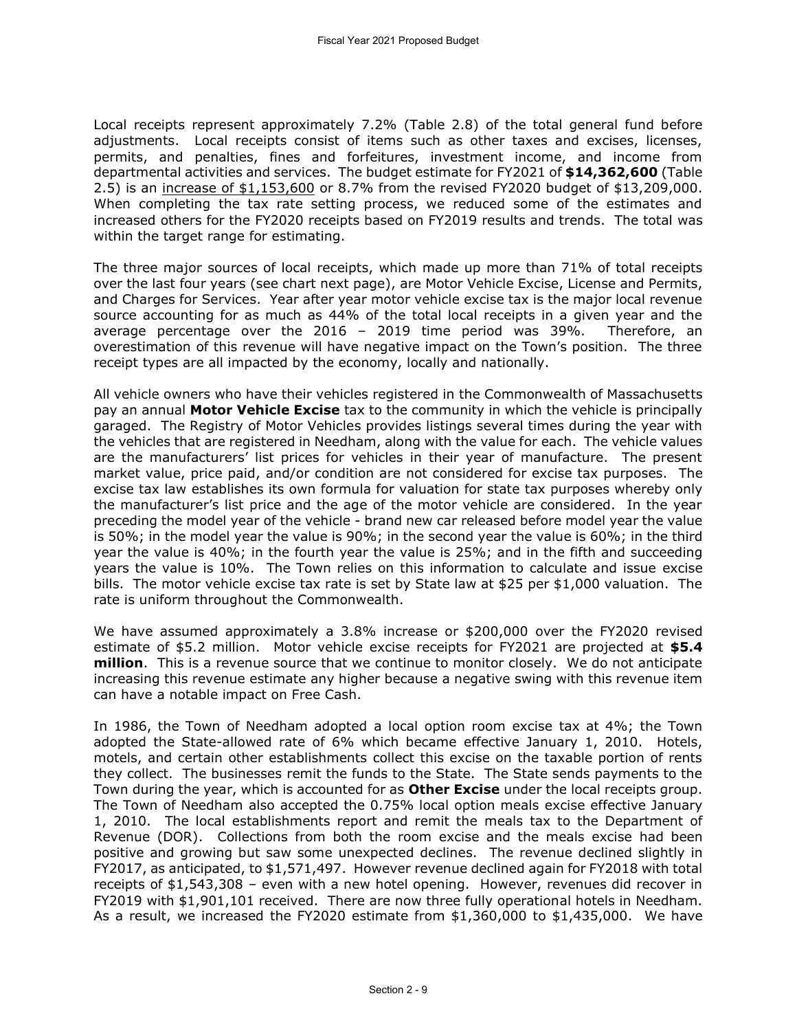Local receipts represent approximately 7.2% (Table 2.8) of the total general fund before adjustments. Local receipts consist of items such as other taxes and excises, licenses, permits, and penalties, fines and forfeitures, investment income, and income from departmental activities and services. The budget estimate for FY2021 of **$14,362,600** (Table 2.5) is an increase of $1,153,600 or 8.7% from the revised FY2020 budget of $13,209,000. When completing the tax rate setting process, we reduced some of the estimates and increased others for the FY2020 receipts based on FY2019 results and trends. The total was within the target range for estimating.

The three major sources of local receipts, which made up more than 71% of total receipts over the last four years (see chart next page), are Motor Vehicle Excise, License and Permits, and Charges for Services. Year after year motor vehicle excise tax is the major local revenue source accounting for as much as 44% of the total local receipts in a given year and the average percentage over the 2016 – 2019 time period was 39%. Therefore, an overestimation of this revenue will have negative impact on the Town's position. The three receipt types are all impacted by the economy, locally and nationally.

All vehicle owners who have their vehicles registered in the Commonwealth of Massachusetts pay an annual **Motor Vehicle Excise** tax to the community in which the vehicle is principally garaged. The Registry of Motor Vehicles provides listings several times during the year with the vehicles that are registered in Needham, along with the value for each. The vehicle values are the manufacturers' list prices for vehicles in their year of manufacture. The present market value, price paid, and/or condition are not considered for excise tax purposes. The excise tax law establishes its own formula for valuation for state tax purposes whereby only the manufacturer's list price and the age of the motor vehicle are considered. In the year preceding the model year of the vehicle - brand new car released before model year the value is 50%; in the model year the value is 90%; in the second year the value is 60%; in the third year the value is 40%; in the fourth year the value is 25%; and in the fifth and succeeding years the value is 10%. The Town relies on this information to calculate and issue excise bills. The motor vehicle excise tax rate is set by State law at $25 per $1,000 valuation. The rate is uniform throughout the Commonwealth.

We have assumed approximately a 3.8% increase or $200,000 over the FY2020 revised estimate of $5.2 million. Motor vehicle excise receipts for FY2021 are projected at **$5.4 million**. This is a revenue source that we continue to monitor closely. We do not anticipate increasing this revenue estimate any higher because a negative swing with this revenue item can have a notable impact on Free Cash.

In 1986, the Town of Needham adopted a local option room excise tax at 4%; the Town adopted the State-allowed rate of 6% which became effective January 1, 2010. Hotels, motels, and certain other establishments collect this excise on the taxable portion of rents they collect. The businesses remit the funds to the State. The State sends payments to the Town during the year, which is accounted for as **Other Excise** under the local receipts group. The Town of Needham also accepted the 0.75% local option meals excise effective January 1, 2010. The local establishments report and remit the meals tax to the Department of Revenue (DOR). Collections from both the room excise and the meals excise had been positive and growing but saw some unexpected declines. The revenue declined slightly in FY2017, as anticipated, to $1,571,497. However revenue declined again for FY2018 with total receipts of $1,543,308 – even with a new hotel opening. However, revenues did recover in FY2019 with $1,901,101 received. There are now three fully operational hotels in Needham. As a result, we increased the FY2020 estimate from $1,360,000 to $1,435,000. We have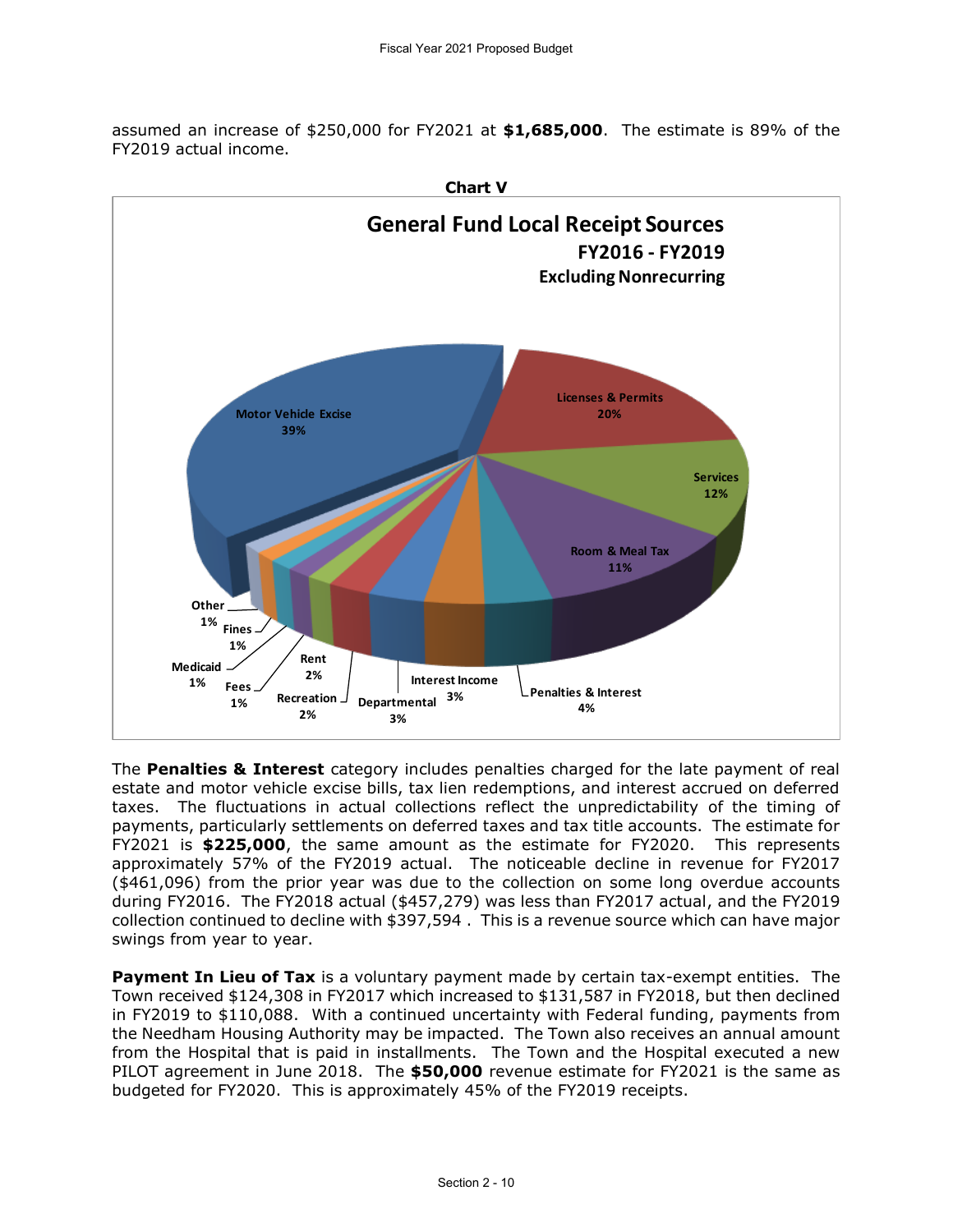assumed an increase of $250,000 for FY2021 at **$1,685,000**. The estimate is 89% of the FY2019 actual income.

**Chart V**

**General Fund Local Receipt Sources**
**FY2016 - FY2019**
**Excluding Nonrecurring**

| Source | Percent |
| --- | --- |
| Motor Vehicle Excise | 39% |
| Licenses & Permits | 20% |
| Services | 12% |
| Room & Meal Tax | 11% |
| Penalties & Interest | 4% |
| Interest Income | 3% |
| Departmental | 3% |
| Recreation | 2% |
| Rent | 2% |
| Fees | 1% |
| Medicaid | 1% |
| Fines | 1% |
| Other | 1% |

The **Penalties & Interest** category includes penalties charged for the late payment of real estate and motor vehicle excise bills, tax lien redemptions, and interest accrued on deferred taxes. The fluctuations in actual collections reflect the unpredictability of the timing of payments, particularly settlements on deferred taxes and tax title accounts. The estimate for FY2021 is **$225,000**, the same amount as the estimate for FY2020. This represents approximately 57% of the FY2019 actual. The noticeable decline in revenue for FY2017 ($461,096) from the prior year was due to the collection on some long overdue accounts during FY2016. The FY2018 actual ($457,279) was less than FY2017 actual, and the FY2019 collection continued to decline with $397,594 . This is a revenue source which can have major swings from year to year.

**Payment In Lieu of Tax** is a voluntary payment made by certain tax-exempt entities. The Town received $124,308 in FY2017 which increased to $131,587 in FY2018, but then declined in FY2019 to $110,088. With a continued uncertainty with Federal funding, payments from the Needham Housing Authority may be impacted. The Town also receives an annual amount from the Hospital that is paid in installments. The Town and the Hospital executed a new PILOT agreement in June 2018. The **$50,000** revenue estimate for FY2021 is the same as budgeted for FY2020. This is approximately 45% of the FY2019 receipts.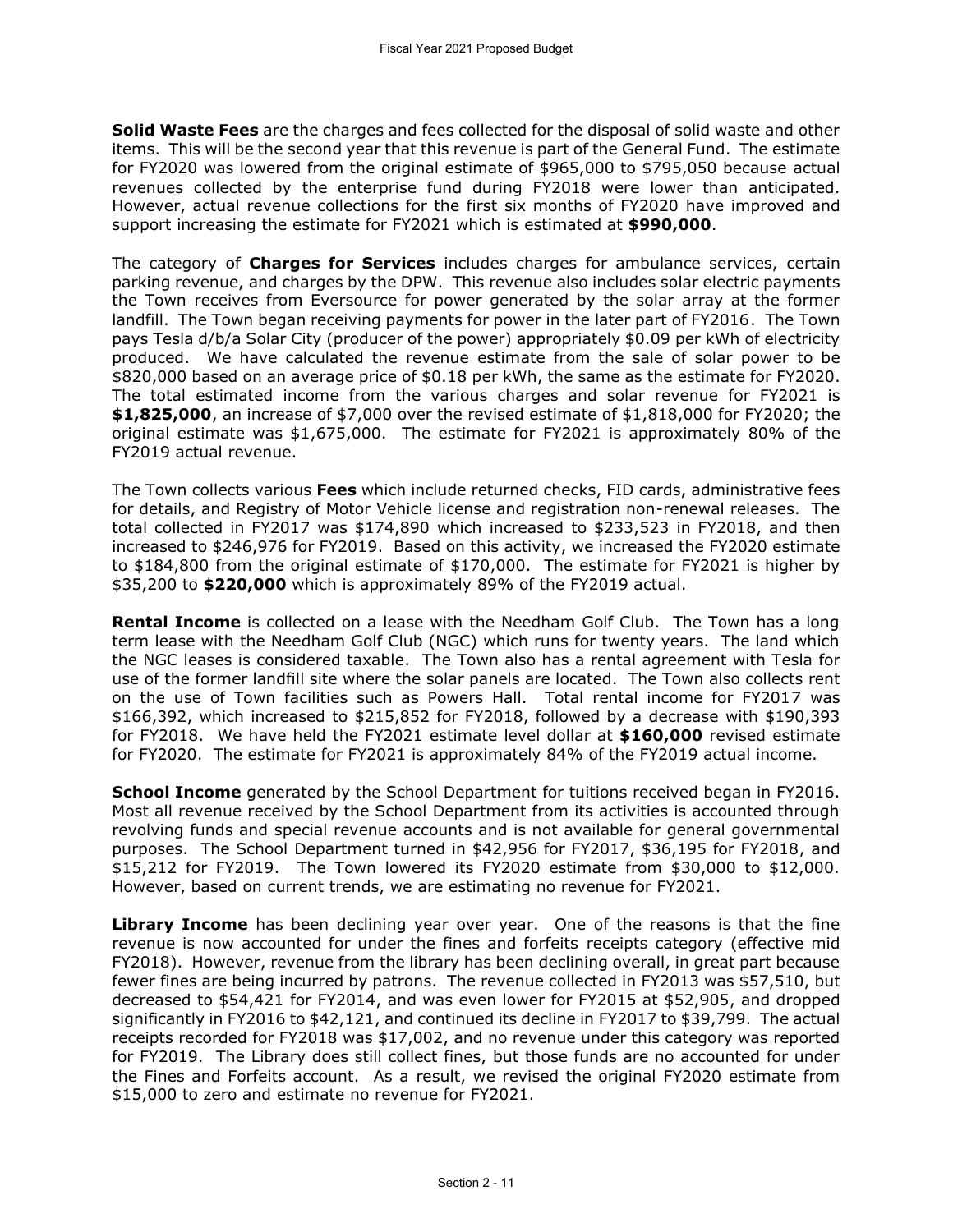**Solid Waste Fees** are the charges and fees collected for the disposal of solid waste and other items. This will be the second year that this revenue is part of the General Fund. The estimate for FY2020 was lowered from the original estimate of $965,000 to $795,050 because actual revenues collected by the enterprise fund during FY2018 were lower than anticipated. However, actual revenue collections for the first six months of FY2020 have improved and support increasing the estimate for FY2021 which is estimated at **$990,000**.

The category of **Charges for Services** includes charges for ambulance services, certain parking revenue, and charges by the DPW. This revenue also includes solar electric payments the Town receives from Eversource for power generated by the solar array at the former landfill. The Town began receiving payments for power in the later part of FY2016. The Town pays Tesla d/b/a Solar City (producer of the power) appropriately $0.09 per kWh of electricity produced. We have calculated the revenue estimate from the sale of solar power to be $820,000 based on an average price of $0.18 per kWh, the same as the estimate for FY2020. The total estimated income from the various charges and solar revenue for FY2021 is **$1,825,000**, an increase of $7,000 over the revised estimate of $1,818,000 for FY2020; the original estimate was $1,675,000. The estimate for FY2021 is approximately 80% of the FY2019 actual revenue.

The Town collects various **Fees** which include returned checks, FID cards, administrative fees for details, and Registry of Motor Vehicle license and registration non-renewal releases. The total collected in FY2017 was $174,890 which increased to $233,523 in FY2018, and then increased to $246,976 for FY2019. Based on this activity, we increased the FY2020 estimate to $184,800 from the original estimate of $170,000. The estimate for FY2021 is higher by $35,200 to **$220,000** which is approximately 89% of the FY2019 actual.

**Rental Income** is collected on a lease with the Needham Golf Club. The Town has a long term lease with the Needham Golf Club (NGC) which runs for twenty years. The land which the NGC leases is considered taxable. The Town also has a rental agreement with Tesla for use of the former landfill site where the solar panels are located. The Town also collects rent on the use of Town facilities such as Powers Hall. Total rental income for FY2017 was $166,392, which increased to $215,852 for FY2018, followed by a decrease with $190,393 for FY2018. We have held the FY2021 estimate level dollar at **$160,000** revised estimate for FY2020. The estimate for FY2021 is approximately 84% of the FY2019 actual income.

**School Income** generated by the School Department for tuitions received began in FY2016. Most all revenue received by the School Department from its activities is accounted through revolving funds and special revenue accounts and is not available for general governmental purposes. The School Department turned in $42,956 for FY2017, $36,195 for FY2018, and $15,212 for FY2019. The Town lowered its FY2020 estimate from $30,000 to $12,000. However, based on current trends, we are estimating no revenue for FY2021.

**Library Income** has been declining year over year. One of the reasons is that the fine revenue is now accounted for under the fines and forfeits receipts category (effective mid FY2018). However, revenue from the library has been declining overall, in great part because fewer fines are being incurred by patrons. The revenue collected in FY2013 was $57,510, but decreased to $54,421 for FY2014, and was even lower for FY2015 at $52,905, and dropped significantly in FY2016 to $42,121, and continued its decline in FY2017 to $39,799. The actual receipts recorded for FY2018 was $17,002, and no revenue under this category was reported for FY2019. The Library does still collect fines, but those funds are no accounted for under the Fines and Forfeits account. As a result, we revised the original FY2020 estimate from $15,000 to zero and estimate no revenue for FY2021.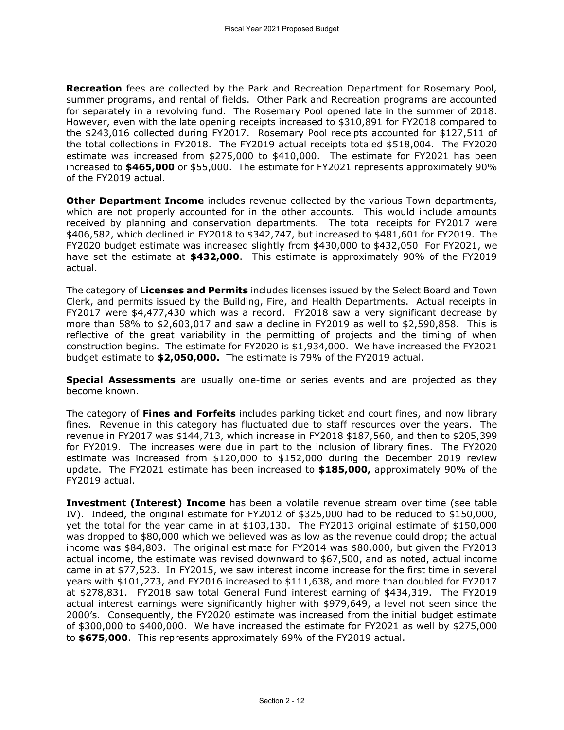**Recreation** fees are collected by the Park and Recreation Department for Rosemary Pool, summer programs, and rental of fields. Other Park and Recreation programs are accounted for separately in a revolving fund. The Rosemary Pool opened late in the summer of 2018. However, even with the late opening receipts increased to $310,891 for FY2018 compared to the $243,016 collected during FY2017. Rosemary Pool receipts accounted for $127,511 of the total collections in FY2018. The FY2019 actual receipts totaled $518,004. The FY2020 estimate was increased from $275,000 to $410,000. The estimate for FY2021 has been increased to **$465,000** or $55,000. The estimate for FY2021 represents approximately 90% of the FY2019 actual.

**Other Department Income** includes revenue collected by the various Town departments, which are not properly accounted for in the other accounts. This would include amounts received by planning and conservation departments. The total receipts for FY2017 were $406,582, which declined in FY2018 to $342,747, but increased to $481,601 for FY2019. The FY2020 budget estimate was increased slightly from $430,000 to $432,050 For FY2021, we have set the estimate at **$432,000**. This estimate is approximately 90% of the FY2019 actual.

The category of **Licenses and Permits** includes licenses issued by the Select Board and Town Clerk, and permits issued by the Building, Fire, and Health Departments. Actual receipts in FY2017 were $4,477,430 which was a record. FY2018 saw a very significant decrease by more than 58% to $2,603,017 and saw a decline in FY2019 as well to $2,590,858. This is reflective of the great variability in the permitting of projects and the timing of when construction begins. The estimate for FY2020 is $1,934,000. We have increased the FY2021 budget estimate to **$2,050,000.** The estimate is 79% of the FY2019 actual.

**Special Assessments** are usually one-time or series events and are projected as they become known.

The category of **Fines and Forfeits** includes parking ticket and court fines, and now library fines. Revenue in this category has fluctuated due to staff resources over the years. The revenue in FY2017 was $144,713, which increase in FY2018 $187,560, and then to $205,399 for FY2019. The increases were due in part to the inclusion of library fines. The FY2020 estimate was increased from $120,000 to $152,000 during the December 2019 review update. The FY2021 estimate has been increased to **$185,000,** approximately 90% of the FY2019 actual.

**Investment (Interest) Income** has been a volatile revenue stream over time (see table IV). Indeed, the original estimate for FY2012 of $325,000 had to be reduced to $150,000, yet the total for the year came in at $103,130. The FY2013 original estimate of $150,000 was dropped to $80,000 which we believed was as low as the revenue could drop; the actual income was $84,803. The original estimate for FY2014 was $80,000, but given the FY2013 actual income, the estimate was revised downward to $67,500, and as noted, actual income came in at $77,523. In FY2015, we saw interest income increase for the first time in several years with $101,273, and FY2016 increased to $111,638, and more than doubled for FY2017 at $278,831. FY2018 saw total General Fund interest earning of $434,319. The FY2019 actual interest earnings were significantly higher with $979,649, a level not seen since the 2000's. Consequently, the FY2020 estimate was increased from the initial budget estimate of $300,000 to $400,000. We have increased the estimate for FY2021 as well by $275,000 to **$675,000**. This represents approximately 69% of the FY2019 actual.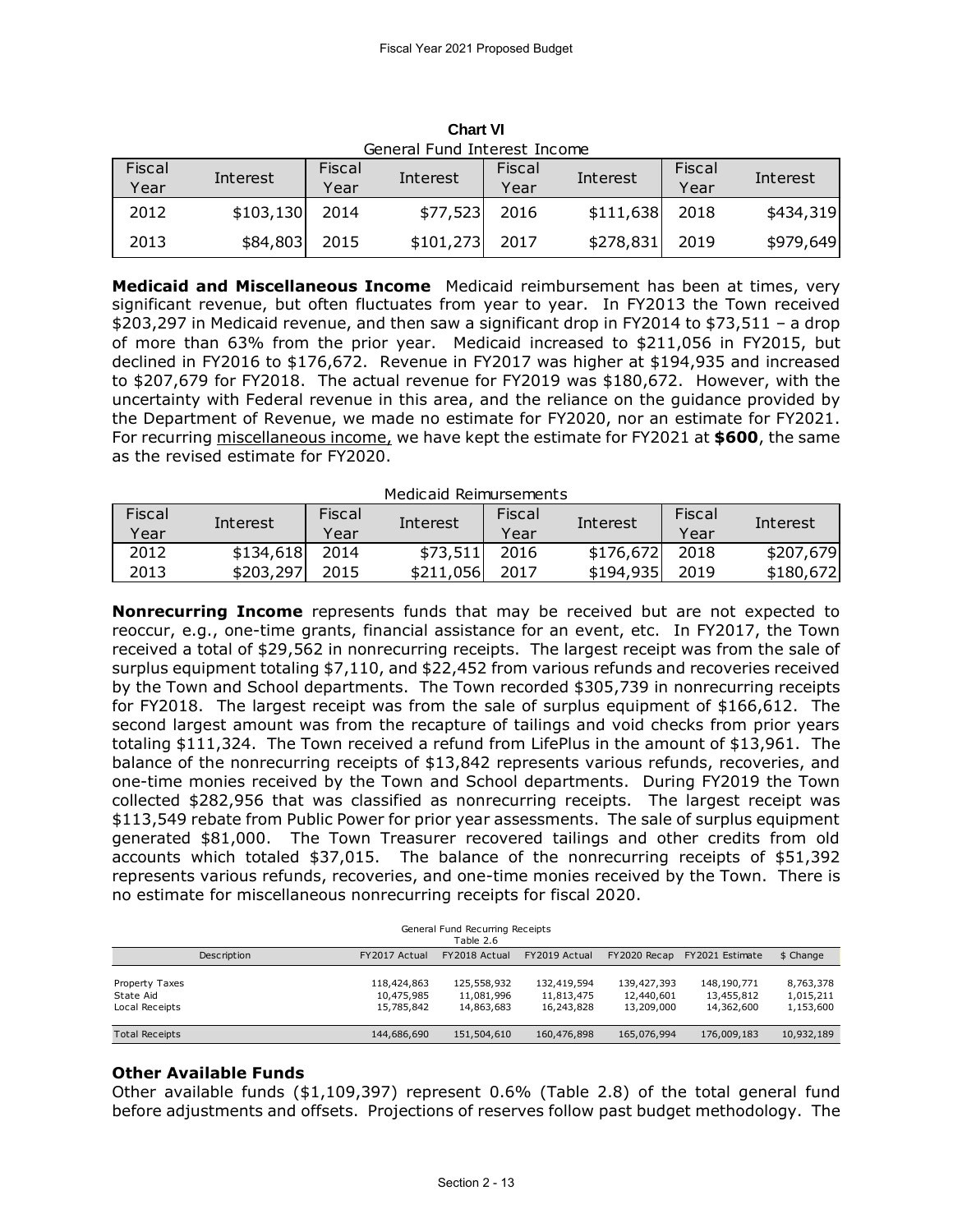**Chart VI**

General Fund Interest Income

| Fiscal Year | Interest | Fiscal Year | Interest | Fiscal Year | Interest | Fiscal Year | Interest |
|---|---|---|---|---|---|---|---|
| 2012 | $103,130 | 2014 | $77,523 | 2016 | $111,638 | 2018 | $434,319 |
| 2013 | $84,803 | 2015 | $101,273 | 2017 | $278,831 | 2019 | $979,649 |

**Medicaid and Miscellaneous Income** Medicaid reimbursement has been at times, very significant revenue, but often fluctuates from year to year. In FY2013 the Town received $203,297 in Medicaid revenue, and then saw a significant drop in FY2014 to $73,511 – a drop of more than 63% from the prior year. Medicaid increased to $211,056 in FY2015, but declined in FY2016 to $176,672. Revenue in FY2017 was higher at $194,935 and increased to $207,679 for FY2018. The actual revenue for FY2019 was $180,672. However, with the uncertainty with Federal revenue in this area, and the reliance on the guidance provided by the Department of Revenue, we made no estimate for FY2020, nor an estimate for FY2021. For recurring miscellaneous income, we have kept the estimate for FY2021 at **$600**, the same as the revised estimate for FY2020.

Medicaid Reimursements

| Fiscal Year | Interest | Fiscal Year | Interest | Fiscal Year | Interest | Fiscal Year | Interest |
|---|---|---|---|---|---|---|---|
| 2012 | $134,618 | 2014 | $73,511 | 2016 | $176,672 | 2018 | $207,679 |
| 2013 | $203,297 | 2015 | $211,056 | 2017 | $194,935 | 2019 | $180,672 |

**Nonrecurring Income** represents funds that may be received but are not expected to reoccur, e.g., one-time grants, financial assistance for an event, etc. In FY2017, the Town received a total of $29,562 in nonrecurring receipts. The largest receipt was from the sale of surplus equipment totaling $7,110, and $22,452 from various refunds and recoveries received by the Town and School departments. The Town recorded $305,739 in nonrecurring receipts for FY2018. The largest receipt was from the sale of surplus equipment of $166,612. The second largest amount was from the recapture of tailings and void checks from prior years totaling $111,324. The Town received a refund from LifePlus in the amount of $13,961. The balance of the nonrecurring receipts of $13,842 represents various refunds, recoveries, and one-time monies received by the Town and School departments. During FY2019 the Town collected $282,956 that was classified as nonrecurring receipts. The largest receipt was $113,549 rebate from Public Power for prior year assessments. The sale of surplus equipment generated $81,000. The Town Treasurer recovered tailings and other credits from old accounts which totaled $37,015. The balance of the nonrecurring receipts of $51,392 represents various refunds, recoveries, and one-time monies received by the Town. There is no estimate for miscellaneous nonrecurring receipts for fiscal 2020.

General Fund Recurring Receipts

Table 2.6

| Description | FY2017 Actual | FY2018 Actual | FY2019 Actual | FY2020 Recap | FY2021 Estimate | $ Change |
|---|---|---|---|---|---|---|
| Property Taxes | 118,424,863 | 125,558,932 | 132,419,594 | 139,427,393 | 148,190,771 | 8,763,378 |
| State Aid | 10,475,985 | 11,081,996 | 11,813,475 | 12,440,601 | 13,455,812 | 1,015,211 |
| Local Receipts | 15,785,842 | 14,863,683 | 16,243,828 | 13,209,000 | 14,362,600 | 1,153,600 |
| Total Receipts | 144,686,690 | 151,504,610 | 160,476,898 | 165,076,994 | 176,009,183 | 10,932,189 |

### Other Available Funds

Other available funds ($1,109,397) represent 0.6% (Table 2.8) of the total general fund before adjustments and offsets. Projections of reserves follow past budget methodology. The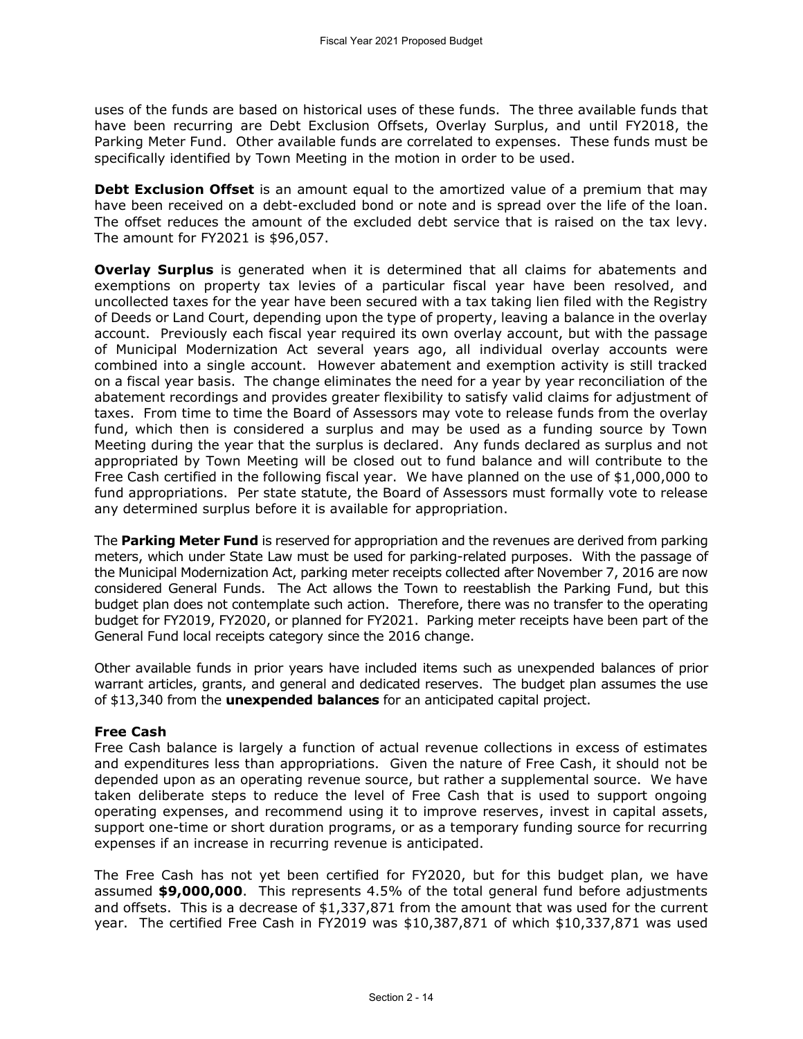uses of the funds are based on historical uses of these funds. The three available funds that have been recurring are Debt Exclusion Offsets, Overlay Surplus, and until FY2018, the Parking Meter Fund. Other available funds are correlated to expenses. These funds must be specifically identified by Town Meeting in the motion in order to be used.

**Debt Exclusion Offset** is an amount equal to the amortized value of a premium that may have been received on a debt-excluded bond or note and is spread over the life of the loan. The offset reduces the amount of the excluded debt service that is raised on the tax levy. The amount for FY2021 is $96,057.

**Overlay Surplus** is generated when it is determined that all claims for abatements and exemptions on property tax levies of a particular fiscal year have been resolved, and uncollected taxes for the year have been secured with a tax taking lien filed with the Registry of Deeds or Land Court, depending upon the type of property, leaving a balance in the overlay account. Previously each fiscal year required its own overlay account, but with the passage of Municipal Modernization Act several years ago, all individual overlay accounts were combined into a single account. However abatement and exemption activity is still tracked on a fiscal year basis. The change eliminates the need for a year by year reconciliation of the abatement recordings and provides greater flexibility to satisfy valid claims for adjustment of taxes. From time to time the Board of Assessors may vote to release funds from the overlay fund, which then is considered a surplus and may be used as a funding source by Town Meeting during the year that the surplus is declared. Any funds declared as surplus and not appropriated by Town Meeting will be closed out to fund balance and will contribute to the Free Cash certified in the following fiscal year. We have planned on the use of $1,000,000 to fund appropriations. Per state statute, the Board of Assessors must formally vote to release any determined surplus before it is available for appropriation.

The **Parking Meter Fund** is reserved for appropriation and the revenues are derived from parking meters, which under State Law must be used for parking-related purposes. With the passage of the Municipal Modernization Act, parking meter receipts collected after November 7, 2016 are now considered General Funds. The Act allows the Town to reestablish the Parking Fund, but this budget plan does not contemplate such action. Therefore, there was no transfer to the operating budget for FY2019, FY2020, or planned for FY2021. Parking meter receipts have been part of the General Fund local receipts category since the 2016 change.

Other available funds in prior years have included items such as unexpended balances of prior warrant articles, grants, and general and dedicated reserves. The budget plan assumes the use of $13,340 from the **unexpended balances** for an anticipated capital project.

**Free Cash**

Free Cash balance is largely a function of actual revenue collections in excess of estimates and expenditures less than appropriations. Given the nature of Free Cash, it should not be depended upon as an operating revenue source, but rather a supplemental source. We have taken deliberate steps to reduce the level of Free Cash that is used to support ongoing operating expenses, and recommend using it to improve reserves, invest in capital assets, support one-time or short duration programs, or as a temporary funding source for recurring expenses if an increase in recurring revenue is anticipated.

The Free Cash has not yet been certified for FY2020, but for this budget plan, we have assumed **$9,000,000**. This represents 4.5% of the total general fund before adjustments and offsets. This is a decrease of $1,337,871 from the amount that was used for the current year. The certified Free Cash in FY2019 was $10,387,871 of which $10,337,871 was used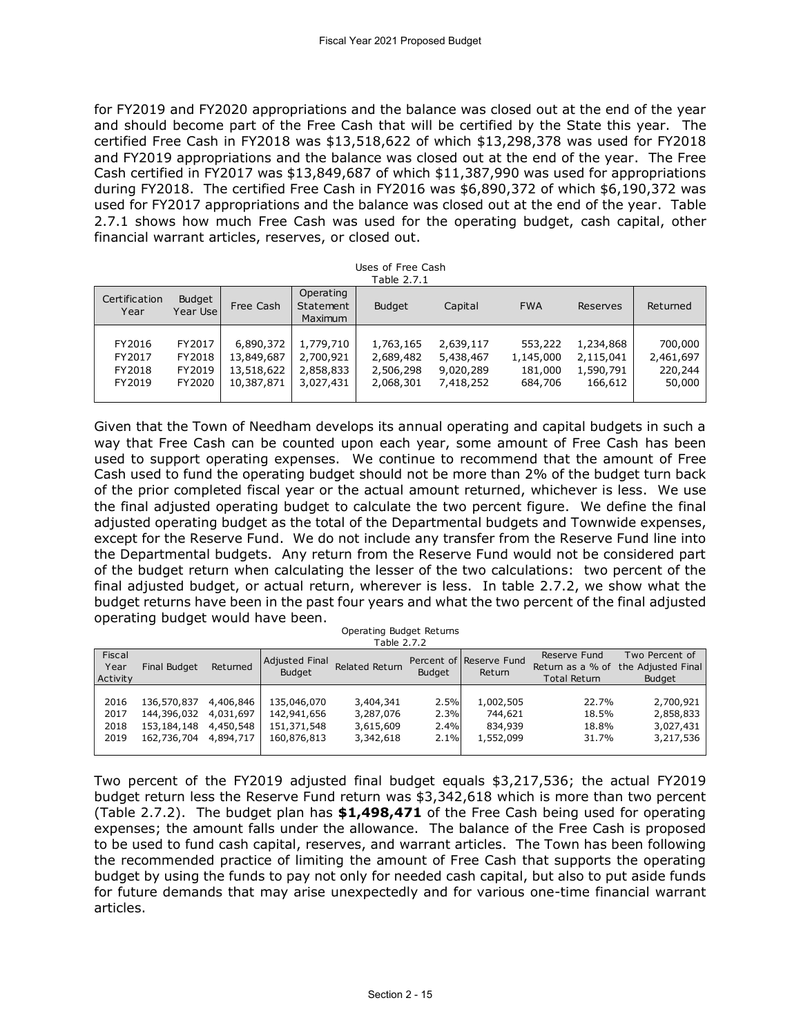for FY2019 and FY2020 appropriations and the balance was closed out at the end of the year and should become part of the Free Cash that will be certified by the State this year. The certified Free Cash in FY2018 was $13,518,622 of which $13,298,378 was used for FY2018 and FY2019 appropriations and the balance was closed out at the end of the year. The Free Cash certified in FY2017 was $13,849,687 of which $11,387,990 was used for appropriations during FY2018. The certified Free Cash in FY2016 was $6,890,372 of which $6,190,372 was used for FY2017 appropriations and the balance was closed out at the end of the year. Table 2.7.1 shows how much Free Cash was used for the operating budget, cash capital, other financial warrant articles, reserves, or closed out.

Uses of Free Cash
Table 2.7.1

| Certification Year | Budget Year Use | Free Cash | Operating Statement Maximum | Budget | Capital | FWA | Reserves | Returned |
|---|---|---|---|---|---|---|---|---|
| FY2016 | FY2017 | 6,890,372 | 1,779,710 | 1,763,165 | 2,639,117 | 553,222 | 1,234,868 | 700,000 |
| FY2017 | FY2018 | 13,849,687 | 2,700,921 | 2,689,482 | 5,438,467 | 1,145,000 | 2,115,041 | 2,461,697 |
| FY2018 | FY2019 | 13,518,622 | 2,858,833 | 2,506,298 | 9,020,289 | 181,000 | 1,590,791 | 220,244 |
| FY2019 | FY2020 | 10,387,871 | 3,027,431 | 2,068,301 | 7,418,252 | 684,706 | 166,612 | 50,000 |

Given that the Town of Needham develops its annual operating and capital budgets in such a way that Free Cash can be counted upon each year, some amount of Free Cash has been used to support operating expenses. We continue to recommend that the amount of Free Cash used to fund the operating budget should not be more than 2% of the budget turn back of the prior completed fiscal year or the actual amount returned, whichever is less. We use the final adjusted operating budget to calculate the two percent figure. We define the final adjusted operating budget as the total of the Departmental budgets and Townwide expenses, except for the Reserve Fund. We do not include any transfer from the Reserve Fund line into the Departmental budgets. Any return from the Reserve Fund would not be considered part of the budget return when calculating the lesser of the two calculations: two percent of the final adjusted budget, or actual return, wherever is less. In table 2.7.2, we show what the budget returns have been in the past four years and what the two percent of the final adjusted operating budget would have been.

Operating Budget Returns
Table 2.7.2

| Fiscal Year Activity | Final Budget | Returned | Adjusted Final Budget | Related Return | Percent of Budget | Reserve Fund Return | Reserve Fund Return as a % of Total Return | Two Percent of the Adjusted Final Budget |
|---|---|---|---|---|---|---|---|---|
| 2016 | 136,570,837 | 4,406,846 | 135,046,070 | 3,404,341 | 2.5% | 1,002,505 | 22.7% | 2,700,921 |
| 2017 | 144,396,032 | 4,031,697 | 142,941,656 | 3,287,076 | 2.3% | 744,621 | 18.5% | 2,858,833 |
| 2018 | 153,184,148 | 4,450,548 | 151,371,548 | 3,615,609 | 2.4% | 834,939 | 18.8% | 3,027,431 |
| 2019 | 162,736,704 | 4,894,717 | 160,876,813 | 3,342,618 | 2.1% | 1,552,099 | 31.7% | 3,217,536 |

Two percent of the FY2019 adjusted final budget equals $3,217,536; the actual FY2019 budget return less the Reserve Fund return was $3,342,618 which is more than two percent (Table 2.7.2). The budget plan has **$1,498,471** of the Free Cash being used for operating expenses; the amount falls under the allowance. The balance of the Free Cash is proposed to be used to fund cash capital, reserves, and warrant articles. The Town has been following the recommended practice of limiting the amount of Free Cash that supports the operating budget by using the funds to pay not only for needed cash capital, but also to put aside funds for future demands that may arise unexpectedly and for various one-time financial warrant articles.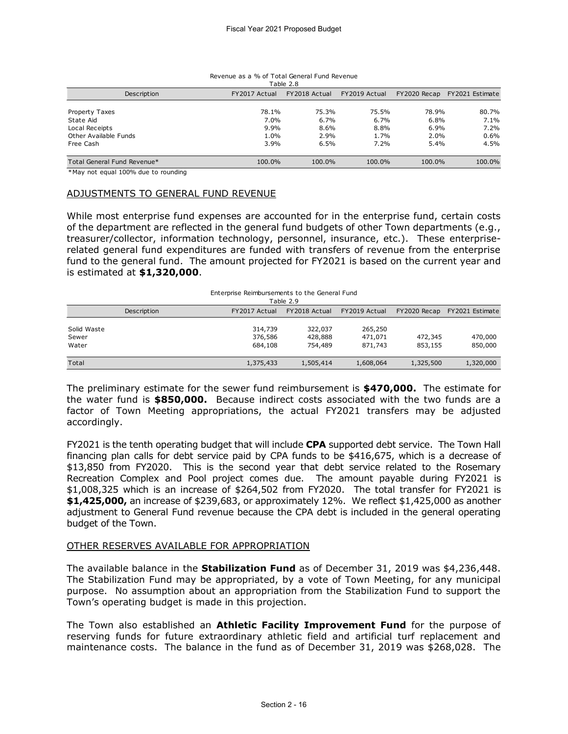Revenue as a % of Total General Fund Revenue
Table 2.8

| Description | FY2017 Actual | FY2018 Actual | FY2019 Actual | FY2020 Recap | FY2021 Estimate |
|---|---|---|---|---|---|
| Property Taxes | 78.1% | 75.3% | 75.5% | 78.9% | 80.7% |
| State Aid | 7.0% | 6.7% | 6.7% | 6.8% | 7.1% |
| Local Receipts | 9.9% | 8.6% | 8.8% | 6.9% | 7.2% |
| Other Available Funds | 1.0% | 2.9% | 1.7% | 2.0% | 0.6% |
| Free Cash | 3.9% | 6.5% | 7.2% | 5.4% | 4.5% |
| Total General Fund Revenue* | 100.0% | 100.0% | 100.0% | 100.0% | 100.0% |

*May not equal 100% due to rounding

## ADJUSTMENTS TO GENERAL FUND REVENUE

While most enterprise fund expenses are accounted for in the enterprise fund, certain costs of the department are reflected in the general fund budgets of other Town departments (e.g., treasurer/collector, information technology, personnel, insurance, etc.). These enterprise-related general fund expenditures are funded with transfers of revenue from the enterprise fund to the general fund. The amount projected for FY2021 is based on the current year and is estimated at **$1,320,000**.

Enterprise Reimbursements to the General Fund
Table 2.9

| Description | FY2017 Actual | FY2018 Actual | FY2019 Actual | FY2020 Recap | FY2021 Estimate |
|---|---|---|---|---|---|
| Solid Waste | 314,739 | 322,037 | 265,250 | | |
| Sewer | 376,586 | 428,888 | 471,071 | 472,345 | 470,000 |
| Water | 684,108 | 754,489 | 871,743 | 853,155 | 850,000 |
| Total | 1,375,433 | 1,505,414 | 1,608,064 | 1,325,500 | 1,320,000 |

The preliminary estimate for the sewer fund reimbursement is **$470,000.** The estimate for the water fund is **$850,000.** Because indirect costs associated with the two funds are a factor of Town Meeting appropriations, the actual FY2021 transfers may be adjusted accordingly.

FY2021 is the tenth operating budget that will include **CPA** supported debt service. The Town Hall financing plan calls for debt service paid by CPA funds to be $416,675, which is a decrease of $13,850 from FY2020. This is the second year that debt service related to the Rosemary Recreation Complex and Pool project comes due. The amount payable during FY2021 is $1,008,325 which is an increase of $264,502 from FY2020. The total transfer for FY2021 is **$1,425,000,** an increase of $239,683, or approximately 12%. We reflect $1,425,000 as another adjustment to General Fund revenue because the CPA debt is included in the general operating budget of the Town.

## OTHER RESERVES AVAILABLE FOR APPROPRIATION

The available balance in the **Stabilization Fund** as of December 31, 2019 was $4,236,448. The Stabilization Fund may be appropriated, by a vote of Town Meeting, for any municipal purpose. No assumption about an appropriation from the Stabilization Fund to support the Town's operating budget is made in this projection.

The Town also established an **Athletic Facility Improvement Fund** for the purpose of reserving funds for future extraordinary athletic field and artificial turf replacement and maintenance costs. The balance in the fund as of December 31, 2019 was $268,028. The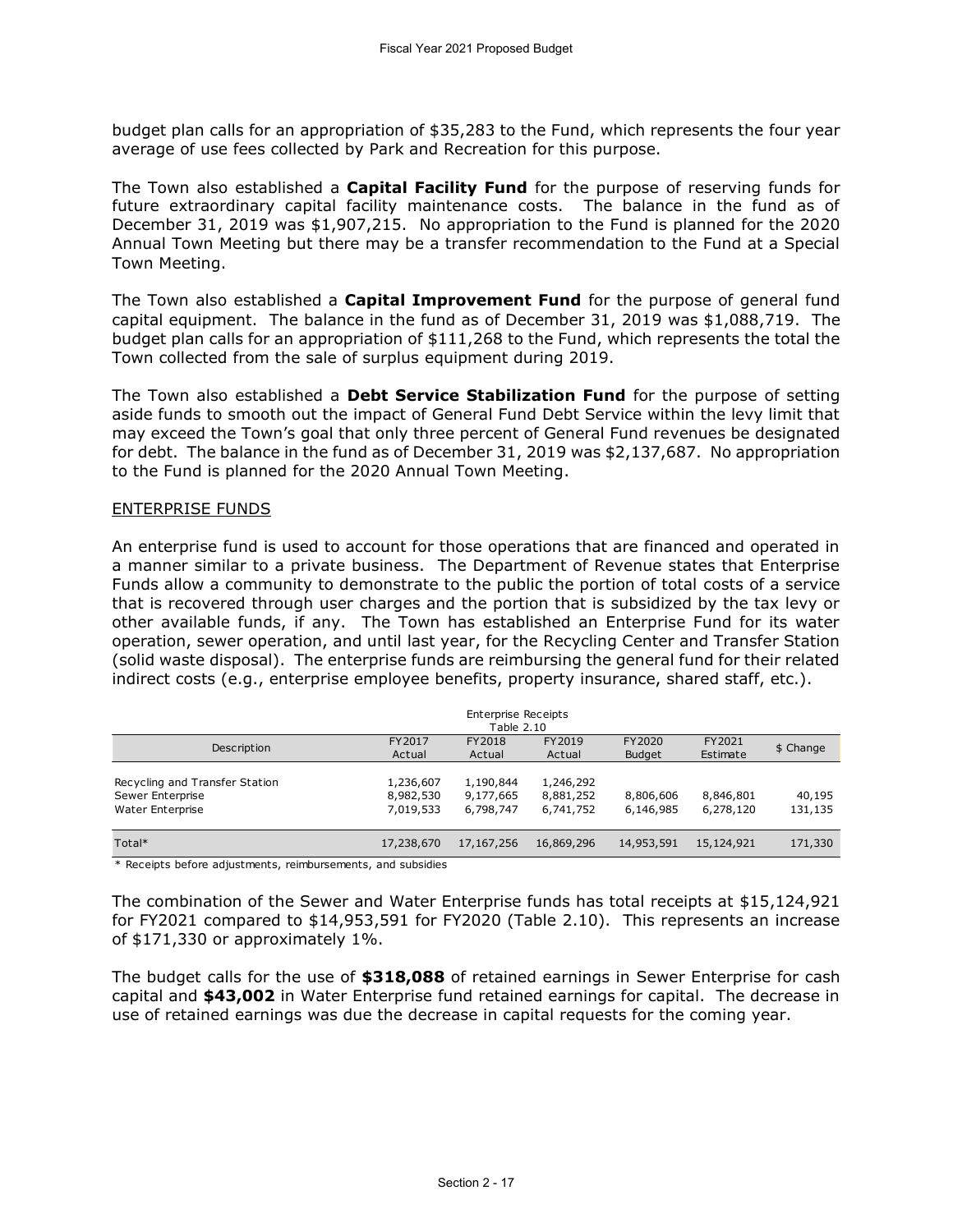budget plan calls for an appropriation of $35,283 to the Fund, which represents the four year average of use fees collected by Park and Recreation for this purpose.

The Town also established a **Capital Facility Fund** for the purpose of reserving funds for future extraordinary capital facility maintenance costs. The balance in the fund as of December 31, 2019 was $1,907,215. No appropriation to the Fund is planned for the 2020 Annual Town Meeting but there may be a transfer recommendation to the Fund at a Special Town Meeting.

The Town also established a **Capital Improvement Fund** for the purpose of general fund capital equipment. The balance in the fund as of December 31, 2019 was $1,088,719. The budget plan calls for an appropriation of $111,268 to the Fund, which represents the total the Town collected from the sale of surplus equipment during 2019.

The Town also established a **Debt Service Stabilization Fund** for the purpose of setting aside funds to smooth out the impact of General Fund Debt Service within the levy limit that may exceed the Town's goal that only three percent of General Fund revenues be designated for debt. The balance in the fund as of December 31, 2019 was $2,137,687. No appropriation to the Fund is planned for the 2020 Annual Town Meeting.

ENTERPRISE FUNDS

An enterprise fund is used to account for those operations that are financed and operated in a manner similar to a private business. The Department of Revenue states that Enterprise Funds allow a community to demonstrate to the public the portion of total costs of a service that is recovered through user charges and the portion that is subsidized by the tax levy or other available funds, if any. The Town has established an Enterprise Fund for its water operation, sewer operation, and until last year, for the Recycling Center and Transfer Station (solid waste disposal). The enterprise funds are reimbursing the general fund for their related indirect costs (e.g., enterprise employee benefits, property insurance, shared staff, etc.).

Enterprise Receipts
Table 2.10

| Description | FY2017 Actual | FY2018 Actual | FY2019 Actual | FY2020 Budget | FY2021 Estimate | $ Change |
|---|---|---|---|---|---|---|
| Recycling and Transfer Station | 1,236,607 | 1,190,844 | 1,246,292 | | | |
| Sewer Enterprise | 8,982,530 | 9,177,665 | 8,881,252 | 8,806,606 | 8,846,801 | 40,195 |
| Water Enterprise | 7,019,533 | 6,798,747 | 6,741,752 | 6,146,985 | 6,278,120 | 131,135 |
| Total* | 17,238,670 | 17,167,256 | 16,869,296 | 14,953,591 | 15,124,921 | 171,330 |

* Receipts before adjustments, reimbursements, and subsidies

The combination of the Sewer and Water Enterprise funds has total receipts at $15,124,921 for FY2021 compared to $14,953,591 for FY2020 (Table 2.10). This represents an increase of $171,330 or approximately 1%.

The budget calls for the use of **$318,088** of retained earnings in Sewer Enterprise for cash capital and **$43,002** in Water Enterprise fund retained earnings for capital. The decrease in use of retained earnings was due the decrease in capital requests for the coming year.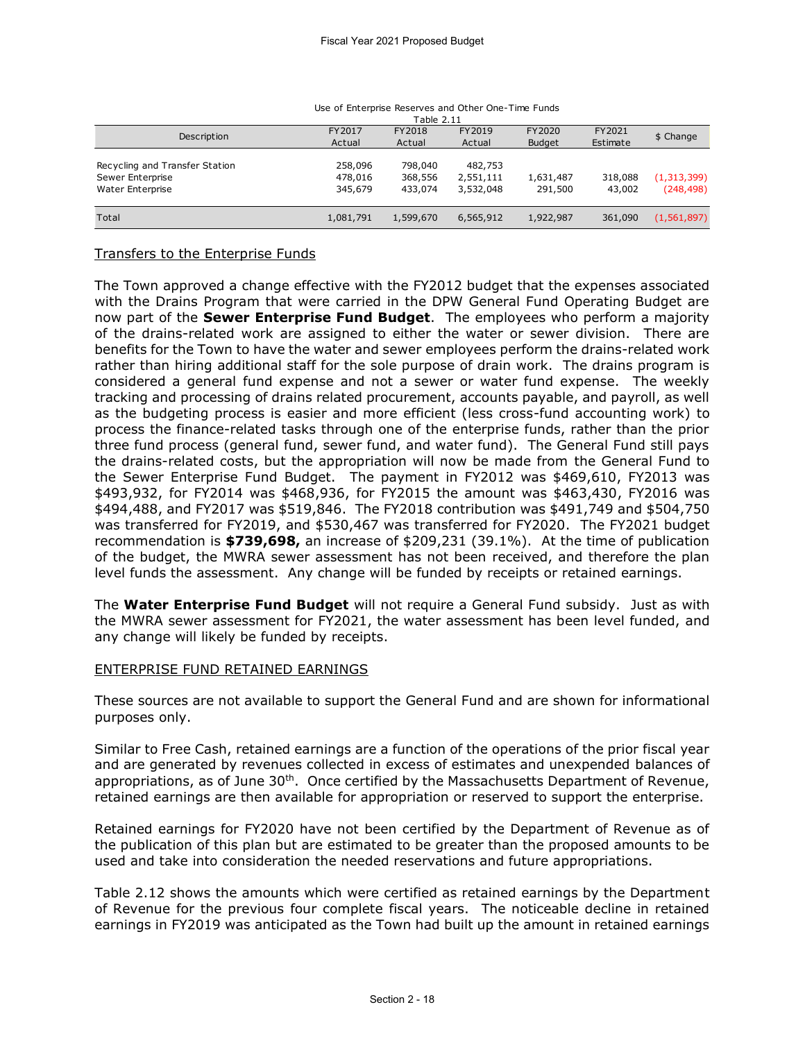Use of Enterprise Reserves and Other One-Time Funds

Table 2.11

| Description | FY2017 Actual | FY2018 Actual | FY2019 Actual | FY2020 Budget | FY2021 Estimate | $ Change |
|---|---|---|---|---|---|---|
| Recycling and Transfer Station | 258,096 | 798,040 | 482,753 | | | |
| Sewer Enterprise | 478,016 | 368,556 | 2,551,111 | 1,631,487 | 318,088 | (1,313,399) |
| Water Enterprise | 345,679 | 433,074 | 3,532,048 | 291,500 | 43,002 | (248,498) |
| Total | 1,081,791 | 1,599,670 | 6,565,912 | 1,922,987 | 361,090 | (1,561,897) |

Transfers to the Enterprise Funds

The Town approved a change effective with the FY2012 budget that the expenses associated with the Drains Program that were carried in the DPW General Fund Operating Budget are now part of the **Sewer Enterprise Fund Budget**. The employees who perform a majority of the drains-related work are assigned to either the water or sewer division. There are benefits for the Town to have the water and sewer employees perform the drains-related work rather than hiring additional staff for the sole purpose of drain work. The drains program is considered a general fund expense and not a sewer or water fund expense. The weekly tracking and processing of drains related procurement, accounts payable, and payroll, as well as the budgeting process is easier and more efficient (less cross-fund accounting work) to process the finance-related tasks through one of the enterprise funds, rather than the prior three fund process (general fund, sewer fund, and water fund). The General Fund still pays the drains-related costs, but the appropriation will now be made from the General Fund to the Sewer Enterprise Fund Budget. The payment in FY2012 was $469,610, FY2013 was $493,932, for FY2014 was $468,936, for FY2015 the amount was $463,430, FY2016 was $494,488, and FY2017 was $519,846. The FY2018 contribution was $491,749 and $504,750 was transferred for FY2019, and $530,467 was transferred for FY2020. The FY2021 budget recommendation is **$739,698,** an increase of $209,231 (39.1%). At the time of publication of the budget, the MWRA sewer assessment has not been received, and therefore the plan level funds the assessment. Any change will be funded by receipts or retained earnings.

The **Water Enterprise Fund Budget** will not require a General Fund subsidy. Just as with the MWRA sewer assessment for FY2021, the water assessment has been level funded, and any change will likely be funded by receipts.

ENTERPRISE FUND RETAINED EARNINGS

These sources are not available to support the General Fund and are shown for informational purposes only.

Similar to Free Cash, retained earnings are a function of the operations of the prior fiscal year and are generated by revenues collected in excess of estimates and unexpended balances of appropriations, as of June 30th. Once certified by the Massachusetts Department of Revenue, retained earnings are then available for appropriation or reserved to support the enterprise.

Retained earnings for FY2020 have not been certified by the Department of Revenue as of the publication of this plan but are estimated to be greater than the proposed amounts to be used and take into consideration the needed reservations and future appropriations.

Table 2.12 shows the amounts which were certified as retained earnings by the Department of Revenue for the previous four complete fiscal years. The noticeable decline in retained earnings in FY2019 was anticipated as the Town had built up the amount in retained earnings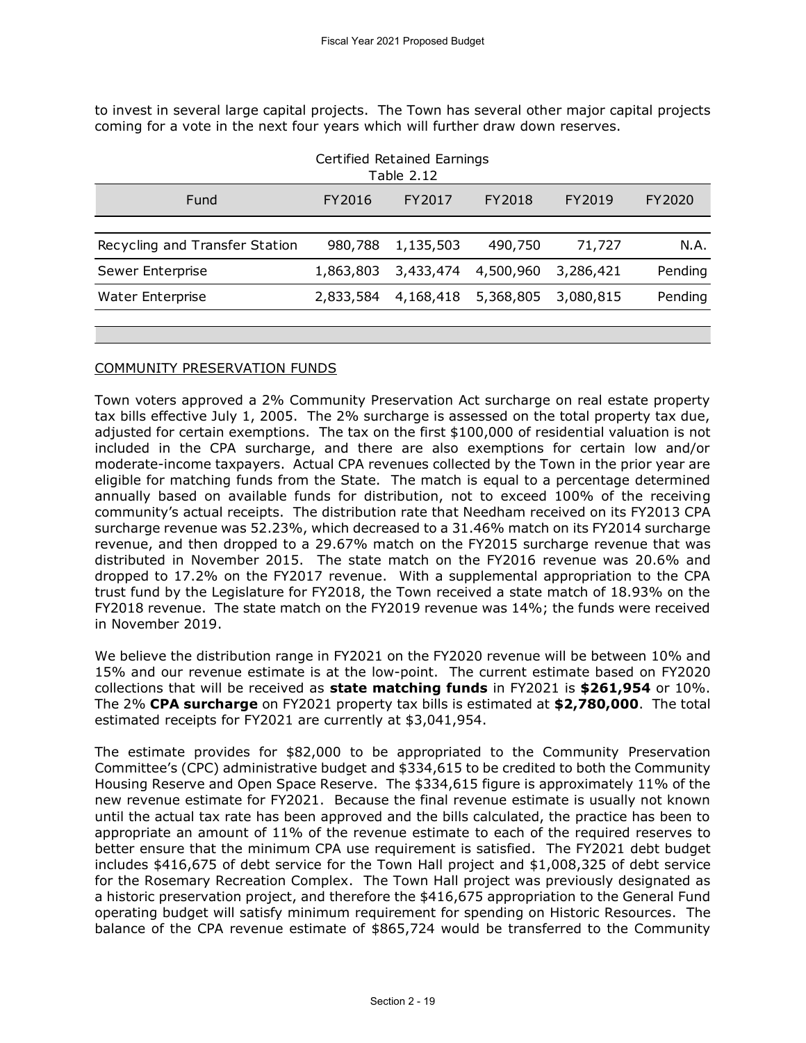to invest in several large capital projects. The Town has several other major capital projects coming for a vote in the next four years which will further draw down reserves.

Certified Retained Earnings
Table 2.12

| Fund | FY2016 | FY2017 | FY2018 | FY2019 | FY2020 |
|---|---|---|---|---|---|
| Recycling and Transfer Station | 980,788 | 1,135,503 | 490,750 | 71,727 | N.A. |
| Sewer Enterprise | 1,863,803 | 3,433,474 | 4,500,960 | 3,286,421 | Pending |
| Water Enterprise | 2,833,584 | 4,168,418 | 5,368,805 | 3,080,815 | Pending |

COMMUNITY PRESERVATION FUNDS

Town voters approved a 2% Community Preservation Act surcharge on real estate property tax bills effective July 1, 2005. The 2% surcharge is assessed on the total property tax due, adjusted for certain exemptions. The tax on the first $100,000 of residential valuation is not included in the CPA surcharge, and there are also exemptions for certain low and/or moderate-income taxpayers. Actual CPA revenues collected by the Town in the prior year are eligible for matching funds from the State. The match is equal to a percentage determined annually based on available funds for distribution, not to exceed 100% of the receiving community's actual receipts. The distribution rate that Needham received on its FY2013 CPA surcharge revenue was 52.23%, which decreased to a 31.46% match on its FY2014 surcharge revenue, and then dropped to a 29.67% match on the FY2015 surcharge revenue that was distributed in November 2015. The state match on the FY2016 revenue was 20.6% and dropped to 17.2% on the FY2017 revenue. With a supplemental appropriation to the CPA trust fund by the Legislature for FY2018, the Town received a state match of 18.93% on the FY2018 revenue. The state match on the FY2019 revenue was 14%; the funds were received in November 2019.

We believe the distribution range in FY2021 on the FY2020 revenue will be between 10% and 15% and our revenue estimate is at the low-point. The current estimate based on FY2020 collections that will be received as **state matching funds** in FY2021 is **$261,954** or 10%. The 2% **CPA surcharge** on FY2021 property tax bills is estimated at **$2,780,000**. The total estimated receipts for FY2021 are currently at $3,041,954.

The estimate provides for $82,000 to be appropriated to the Community Preservation Committee's (CPC) administrative budget and $334,615 to be credited to both the Community Housing Reserve and Open Space Reserve. The $334,615 figure is approximately 11% of the new revenue estimate for FY2021. Because the final revenue estimate is usually not known until the actual tax rate has been approved and the bills calculated, the practice has been to appropriate an amount of 11% of the revenue estimate to each of the required reserves to better ensure that the minimum CPA use requirement is satisfied. The FY2021 debt budget includes $416,675 of debt service for the Town Hall project and $1,008,325 of debt service for the Rosemary Recreation Complex. The Town Hall project was previously designated as a historic preservation project, and therefore the $416,675 appropriation to the General Fund operating budget will satisfy minimum requirement for spending on Historic Resources. The balance of the CPA revenue estimate of $865,724 would be transferred to the Community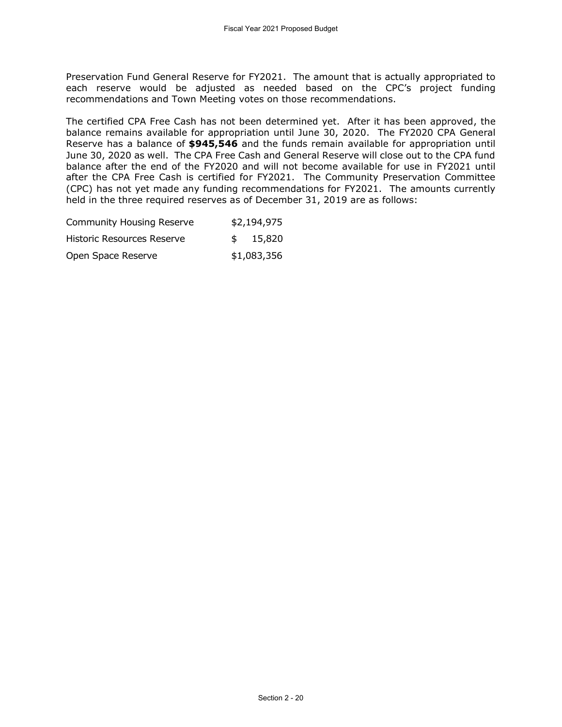Preservation Fund General Reserve for FY2021. The amount that is actually appropriated to each reserve would be adjusted as needed based on the CPC's project funding recommendations and Town Meeting votes on those recommendations.

The certified CPA Free Cash has not been determined yet. After it has been approved, the balance remains available for appropriation until June 30, 2020. The FY2020 CPA General Reserve has a balance of **$945,546** and the funds remain available for appropriation until June 30, 2020 as well. The CPA Free Cash and General Reserve will close out to the CPA fund balance after the end of the FY2020 and will not become available for use in FY2021 until after the CPA Free Cash is certified for FY2021. The Community Preservation Committee (CPC) has not yet made any funding recommendations for FY2021. The amounts currently held in the three required reserves as of December 31, 2019 are as follows:

| | |
|---|---|
| Community Housing Reserve | $2,194,975 |
| Historic Resources Reserve | $ 15,820 |
| Open Space Reserve | $1,083,356 |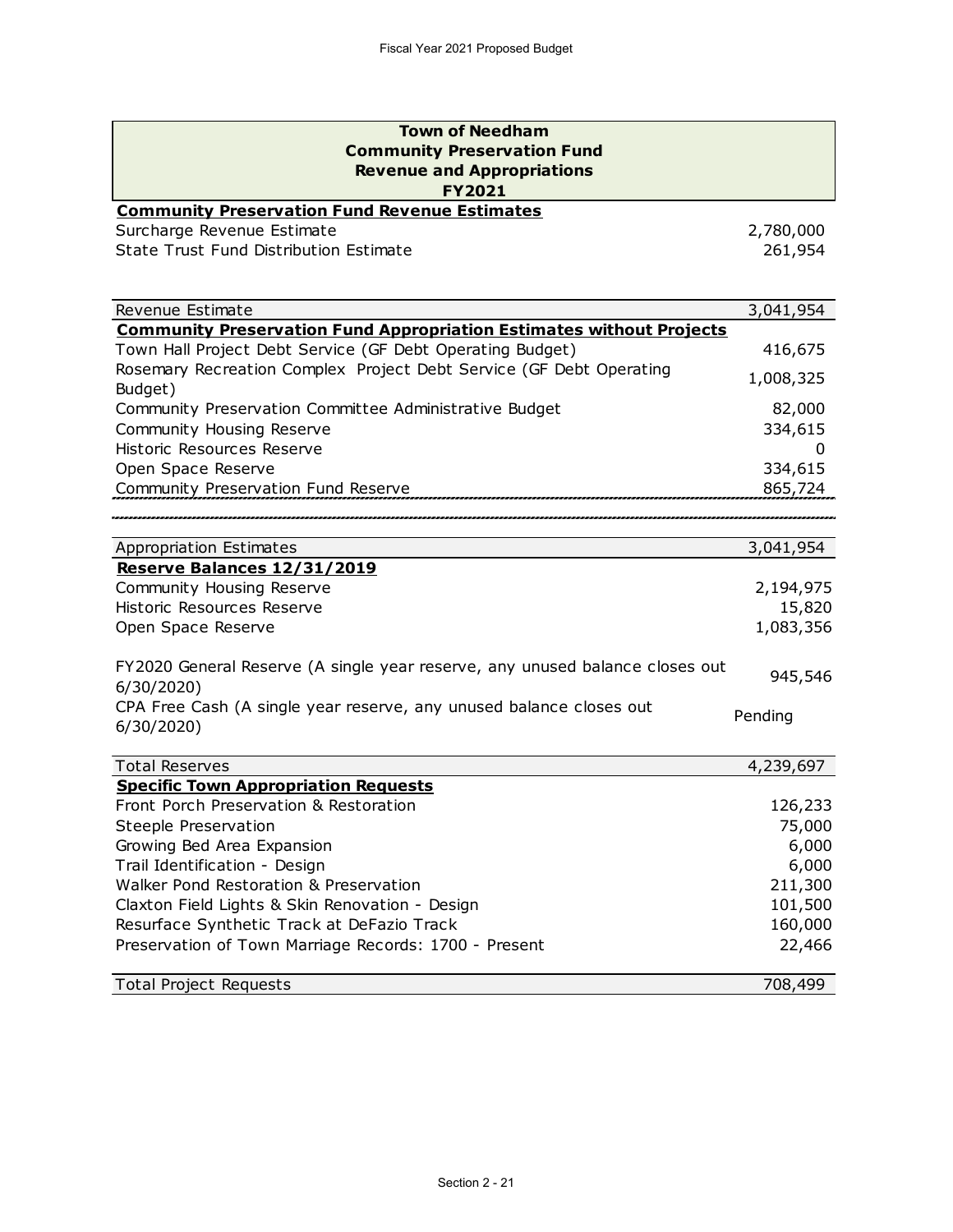| Town of Needham<br>Community Preservation Fund<br>Revenue and Appropriations<br>FY2021 | |
|---|---|
| **Community Preservation Fund Revenue Estimates** | |
| Surcharge Revenue Estimate | 2,780,000 |
| State Trust Fund Distribution Estimate | 261,954 |
| | |
| Revenue Estimate | 3,041,954 |
| **Community Preservation Fund Appropriation Estimates without Projects** | |
| Town Hall Project Debt Service (GF Debt Operating Budget) | 416,675 |
| Rosemary Recreation Complex Project Debt Service (GF Debt Operating Budget) | 1,008,325 |
| Community Preservation Committee Administrative Budget | 82,000 |
| Community Housing Reserve | 334,615 |
| Historic Resources Reserve | 0 |
| Open Space Reserve | 334,615 |
| Community Preservation Fund Reserve | 865,724 |
| | |
| Appropriation Estimates | 3,041,954 |
| **Reserve Balances 12/31/2019** | |
| Community Housing Reserve | 2,194,975 |
| Historic Resources Reserve | 15,820 |
| Open Space Reserve | 1,083,356 |
| FY2020 General Reserve (A single year reserve, any unused balance closes out 6/30/2020) | 945,546 |
| CPA Free Cash (A single year reserve, any unused balance closes out 6/30/2020) | Pending |
| | |
| Total Reserves | 4,239,697 |
| **Specific Town Appropriation Requests** | |
| Front Porch Preservation & Restoration | 126,233 |
| Steeple Preservation | 75,000 |
| Growing Bed Area Expansion | 6,000 |
| Trail Identification - Design | 6,000 |
| Walker Pond Restoration & Preservation | 211,300 |
| Claxton Field Lights & Skin Renovation - Design | 101,500 |
| Resurface Synthetic Track at DeFazio Track | 160,000 |
| Preservation of Town Marriage Records: 1700 - Present | 22,466 |
| | |
| Total Project Requests | 708,499 |